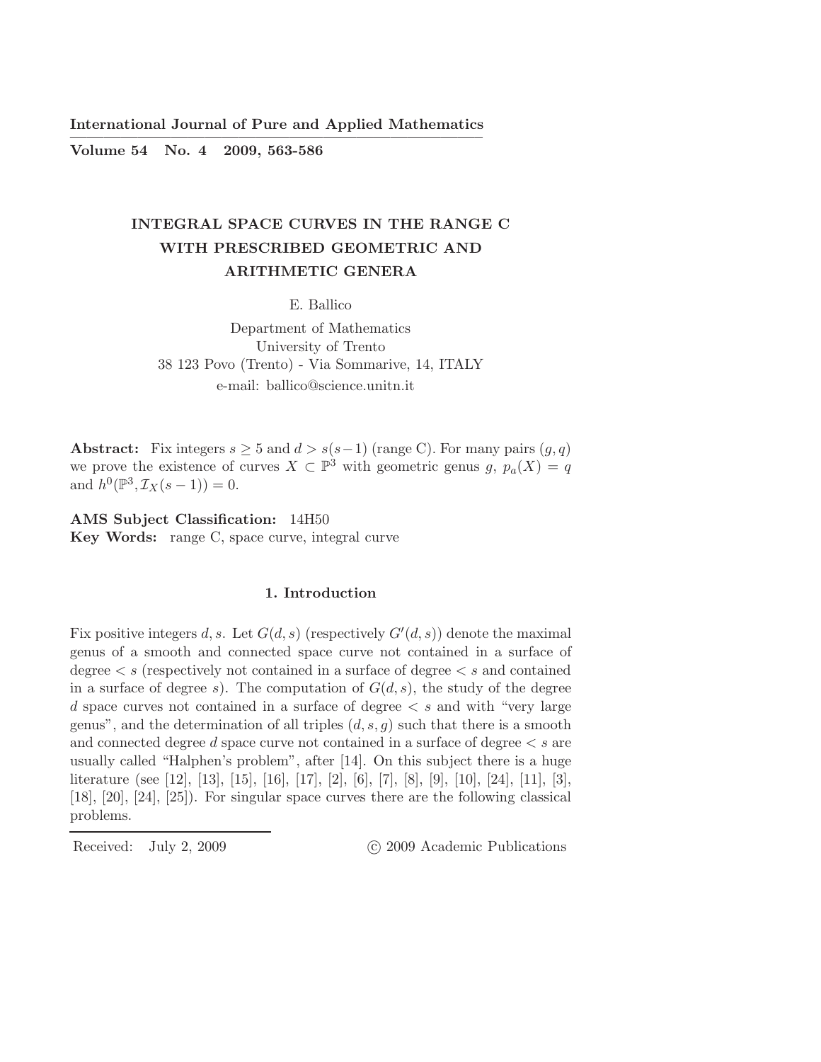# INTEGRAL SPACE CURVES IN THE RANGE C WITH PRESCRIBED GEOMETRIC AND ARITHMETIC GENERA

E. Ballico

Department of Mathematics
University of Trento
38 123 Povo (Trento) - Via Sommarive, 14, ITALY
e-mail: ballico@science.unitn.it

**Abstract:** Fix integers $s \ge 5$ and $d > s(s-1)$ (range C). For many pairs $(g, q)$ we prove the existence of curves $X \subset \mathbb{P}^3$ with geometric genus $g$, $p_a(X) = q$ and $h^0(\mathbb{P}^3, \mathcal{I}_X(s-1)) = 0$.

**AMS Subject Classification:** 14H50
**Key Words:** range C, space curve, integral curve

## 1. Introduction

Fix positive integers $d, s$. Let $G(d, s)$ (respectively $G'(d, s)$) denote the maximal genus of a smooth and connected space curve not contained in a surface of degree $< s$ (respectively not contained in a surface of degree $< s$ and contained in a surface of degree $s$). The computation of $G(d, s)$, the study of the degree $d$ space curves not contained in a surface of degree $< s$ and with "very large genus", and the determination of all triples $(d, s, g)$ such that there is a smooth and connected degree $d$ space curve not contained in a surface of degree $< s$ are usually called "Halphen's problem", after [14]. On this subject there is a huge literature (see [12], [13], [15], [16], [17], [2], [6], [7], [8], [9], [10], [24], [11], [3], [18], [20], [24], [25]). For singular space curves there are the following classical problems.

Received: July 2, 2009 © 2009 Academic Publications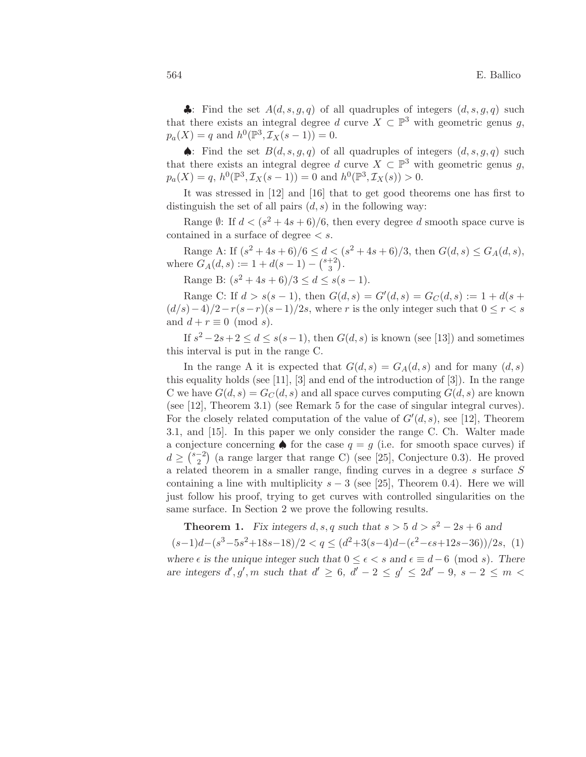♣: Find the set $A(d, s, g, q)$ of all quadruples of integers $(d, s, g, q)$ such that there exists an integral degree $d$ curve $X \subset \mathbb{P}^3$ with geometric genus $g$, $p_a(X) = q$ and $h^0(\mathbb{P}^3, \mathcal{I}_X(s-1)) = 0$.

♠: Find the set $B(d, s, g, q)$ of all quadruples of integers $(d, s, g, q)$ such that there exists an integral degree $d$ curve $X \subset \mathbb{P}^3$ with geometric genus $g$, $p_a(X) = q$, $h^0(\mathbb{P}^3, \mathcal{I}_X(s-1)) = 0$ and $h^0(\mathbb{P}^3, \mathcal{I}_X(s)) > 0$.

It was stressed in [12] and [16] that to get good theorems one has first to distinguish the set of all pairs $(d, s)$ in the following way:

Range $\emptyset$: If $d < (s^2 + 4s + 6)/6$, then every degree $d$ smooth space curve is contained in a surface of degree $< s$.

Range A: If $(s^2 + 4s + 6)/6 \le d < (s^2 + 4s + 6)/3$, then $G(d, s) \le G_A(d, s)$, where $G_A(d, s) := 1 + d(s-1) - \binom{s+2}{3}$.

Range B: $(s^2 + 4s + 6)/3 \le d \le s(s-1)$.

Range C: If $d > s(s-1)$, then $G(d, s) = G'(d, s) = G_C(d, s) := 1 + d(s + (d/s) - 4)/2 - r(s-r)(s-1)/2s$, where $r$ is the only integer such that $0 \le r < s$ and $d + r \equiv 0 \pmod{s}$.

If $s^2 - 2s + 2 \le d \le s(s-1)$, then $G(d, s)$ is known (see [13]) and sometimes this interval is put in the range C.

In the range A it is expected that $G(d, s) = G_A(d, s)$ and for many $(d, s)$ this equality holds (see [11], [3] and end of the introduction of [3]). In the range C we have $G(d, s) = G_C(d, s)$ and all space curves computing $G(d, s)$ are known (see [12], Theorem 3.1) (see Remark 5 for the case of singular integral curves). For the closely related computation of the value of $G'(d, s)$, see [12], Theorem 3.1, and [15]. In this paper we only consider the range C. Ch. Walter made a conjecture concerning ♠ for the case $q = g$ (i.e. for smooth space curves) if $d \ge \binom{s-2}{2}$ (a range larger that range C) (see [25], Conjecture 0.3). He proved a related theorem in a smaller range, finding curves in a degree $s$ surface $S$ containing a line with multiplicity $s - 3$ (see [25], Theorem 0.4). Here we will just follow his proof, trying to get curves with controlled singularities on the same surface. In Section 2 we prove the following results.

**Theorem 1.** *Fix integers $d, s, q$ such that $s > 5$ $d > s^2 - 2s + 6$ and*

$$(s-1)d - (s^3 - 5s^2 + 18s - 18)/2 < q \le (d^2 + 3(s-4)d - (\epsilon^2 - \epsilon s + 12s - 36))/2s, \quad (1)$$

*where $\epsilon$ is the unique integer such that $0 \le \epsilon < s$ and $\epsilon \equiv d - 6 \pmod{s}$. There are integers $d', g', m$ such that $d' \ge 6$, $d' - 2 \le g' \le 2d' - 9$, $s - 2 \le m <$*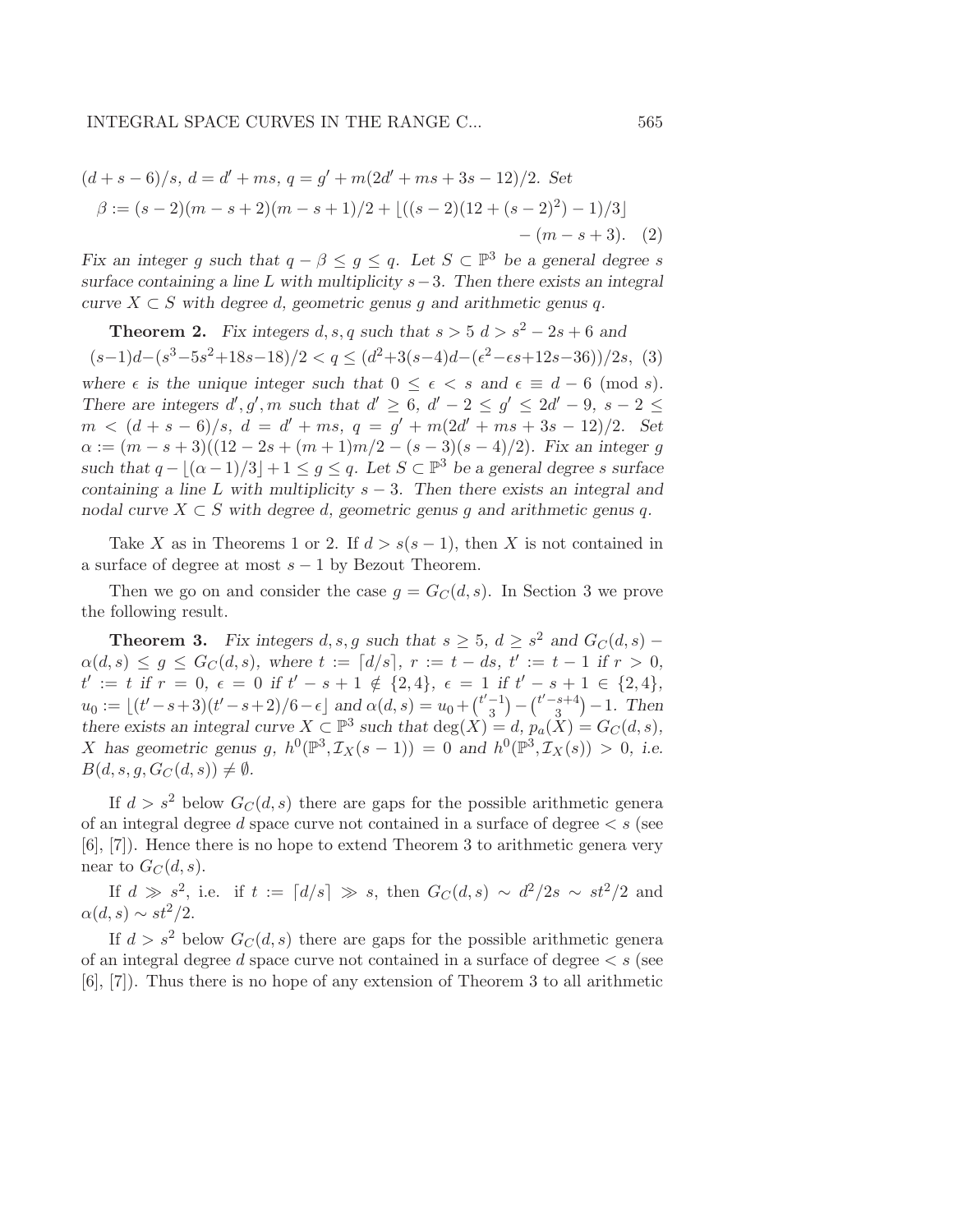$(d+s-6)/s$, $d = d' + ms$, $q = g' + m(2d' + ms + 3s - 12)/2$. *Set*

$$\beta := (s-2)(m-s+2)(m-s+1)/2 + \lfloor((s-2)(12+(s-2)^2)-1)/3\rfloor - (m-s+3). \quad (2)$$

*Fix an integer $g$ such that $q - \beta \leq g \leq q$. Let $S \subset \mathbb{P}^3$ be a general degree $s$ surface containing a line $L$ with multiplicity $s-3$. Then there exists an integral curve $X \subset S$ with degree $d$, geometric genus $g$ and arithmetic genus $q$.*

**Theorem 2.** *Fix integers $d, s, q$ such that $s > 5$ $d > s^2 - 2s + 6$ and*

$$(s-1)d - (s^3 - 5s^2 + 18s - 18)/2 < q \leq (d^2 + 3(s-4)d - (\epsilon^2 - \epsilon s + 12s - 36))/2s, \quad (3)$$

*where $\epsilon$ is the unique integer such that $0 \leq \epsilon < s$ and $\epsilon \equiv d - 6 \pmod{s}$. There are integers $d', g', m$ such that $d' \geq 6$, $d' - 2 \leq g' \leq 2d' - 9$, $s - 2 \leq m < (d+s-6)/s$, $d = d' + ms$, $q = g' + m(2d' + ms + 3s - 12)/2$. Set $\alpha := (m-s+3)((12-2s+(m+1)m/2-(s-3)(s-4)/2)$. Fix an integer $g$ such that $q - \lfloor(\alpha-1)/3\rfloor + 1 \leq g \leq q$. Let $S \subset \mathbb{P}^3$ be a general degree $s$ surface containing a line $L$ with multiplicity $s-3$. Then there exists an integral and nodal curve $X \subset S$ with degree $d$, geometric genus $g$ and arithmetic genus $q$.*

Take $X$ as in Theorems 1 or 2. If $d > s(s-1)$, then $X$ is not contained in a surface of degree at most $s-1$ by Bezout Theorem.

Then we go on and consider the case $g = G_C(d, s)$. In Section 3 we prove the following result.

**Theorem 3.** *Fix integers $d, s, g$ such that $s \geq 5$, $d \geq s^2$ and $G_C(d,s) - \alpha(d,s) \leq g \leq G_C(d,s)$, where $t := \lceil d/s \rceil$, $r := t - ds$, $t' := t - 1$ if $r > 0$, $t' := t$ if $r = 0$, $\epsilon = 0$ if $t' - s + 1 \notin \{2, 4\}$, $\epsilon = 1$ if $t' - s + 1 \in \{2, 4\}$, $u_0 := \lfloor (t'-s+3)(t'-s+2)/6 - \epsilon \rfloor$ and $\alpha(d,s) = u_0 + \binom{t'-1}{3} - \binom{t'-s+4}{3} - 1$. Then there exists an integral curve $X \subset \mathbb{P}^3$ such that $\deg(X) = d$, $p_a(X) = G_C(d,s)$, $X$ has geometric genus $g$, $h^0(\mathbb{P}^3, \mathcal{I}_X(s-1)) = 0$ and $h^0(\mathbb{P}^3, \mathcal{I}_X(s)) > 0$, i.e. $B(d, s, g, G_C(d,s)) \neq \emptyset$.*

If $d > s^2$ below $G_C(d,s)$ there are gaps for the possible arithmetic genera of an integral degree $d$ space curve not contained in a surface of degree $< s$ (see [6], [7]). Hence there is no hope to extend Theorem 3 to arithmetic genera very near to $G_C(d,s)$.

If $d \gg s^2$, i.e. if $t := \lceil d/s \rceil \gg s$, then $G_C(d,s) \sim d^2/2s \sim st^2/2$ and $\alpha(d,s) \sim st^2/2$.

If $d > s^2$ below $G_C(d,s)$ there are gaps for the possible arithmetic genera of an integral degree $d$ space curve not contained in a surface of degree $< s$ (see [6], [7]). Thus there is no hope of any extension of Theorem 3 to all arithmetic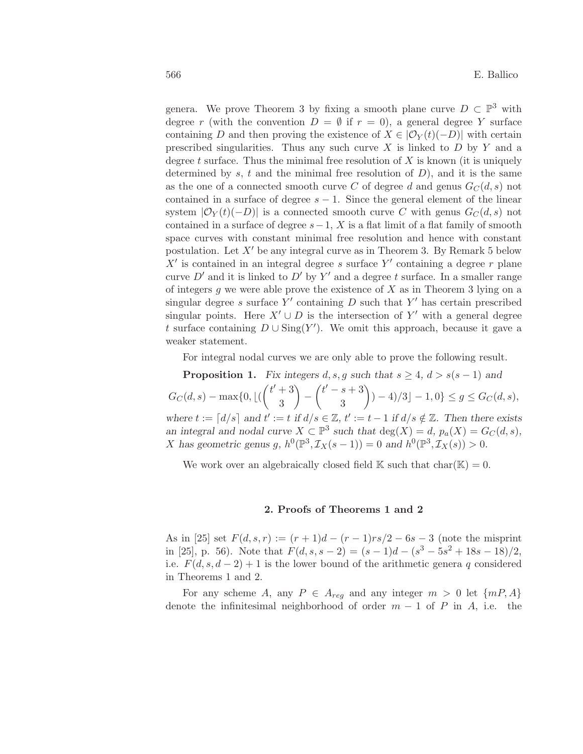genera. We prove Theorem 3 by fixing a smooth plane curve $D \subset \mathbb{P}^3$ with degree $r$ (with the convention $D = \emptyset$ if $r = 0$), a general degree $Y$ surface containing $D$ and then proving the existence of $X \in |\mathcal{O}_Y(t)(-D)|$ with certain prescribed singularities. Thus any such curve $X$ is linked to $D$ by $Y$ and a degree $t$ surface. Thus the minimal free resolution of $X$ is known (it is uniquely determined by $s$, $t$ and the minimal free resolution of $D$), and it is the same as the one of a connected smooth curve $C$ of degree $d$ and genus $G_C(d, s)$ not contained in a surface of degree $s - 1$. Since the general element of the linear system $|\mathcal{O}_Y(t)(-D)|$ is a connected smooth curve $C$ with genus $G_C(d, s)$ not contained in a surface of degree $s-1$, $X$ is a flat limit of a flat family of smooth space curves with constant minimal free resolution and hence with constant postulation. Let $X'$ be any integral curve as in Theorem 3. By Remark 5 below $X'$ is contained in an integral degree $s$ surface $Y'$ containing a degree $r$ plane curve $D'$ and it is linked to $D'$ by $Y'$ and a degree $t$ surface. In a smaller range of integers $g$ we were able prove the existence of $X$ as in Theorem 3 lying on a singular degree $s$ surface $Y'$ containing $D$ such that $Y'$ has certain prescribed singular points. Here $X' \cup D$ is the intersection of $Y'$ with a general degree $t$ surface containing $D \cup \mathrm{Sing}(Y')$. We omit this approach, because it gave a weaker statement.

For integral nodal curves we are only able to prove the following result.

**Proposition 1.** *Fix integers $d, s, g$ such that $s \geq 4$, $d > s(s-1)$ and*

$$G_C(d,s) - \max\{0, \lfloor (\binom{t'+3}{3} - \binom{t'-s+3}{3}) - 4)/3 \rfloor - 1, 0\} \leq g \leq G_C(d,s),$$

*where $t := \lceil d/s \rceil$ and $t' := t$ if $d/s \in \mathbb{Z}$, $t' := t-1$ if $d/s \notin \mathbb{Z}$. Then there exists an integral and nodal curve $X \subset \mathbb{P}^3$ such that $\deg(X) = d$, $p_a(X) = G_C(d,s)$, $X$ has geometric genus $g$, $h^0(\mathbb{P}^3, \mathcal{I}_X(s-1)) = 0$ and $h^0(\mathbb{P}^3, \mathcal{I}_X(s)) > 0$.*

We work over an algebraically closed field $\mathbb{K}$ such that $\mathrm{char}(\mathbb{K}) = 0$.

## 2. Proofs of Theorems 1 and 2

As in [25] set $F(d, s, r) := (r+1)d - (r-1)rs/2 - 6s - 3$ (note the misprint in [25], p. 56). Note that $F(d, s, s-2) = (s-1)d - (s^3 - 5s^2 + 18s - 18)/2$, i.e. $F(d, s, d-2) + 1$ is the lower bound of the arithmetic genera $q$ considered in Theorems 1 and 2.

For any scheme $A$, any $P \in A_{reg}$ and any integer $m > 0$ let $\{mP, A\}$ denote the infinitesimal neighborhood of order $m - 1$ of $P$ in $A$, i.e. the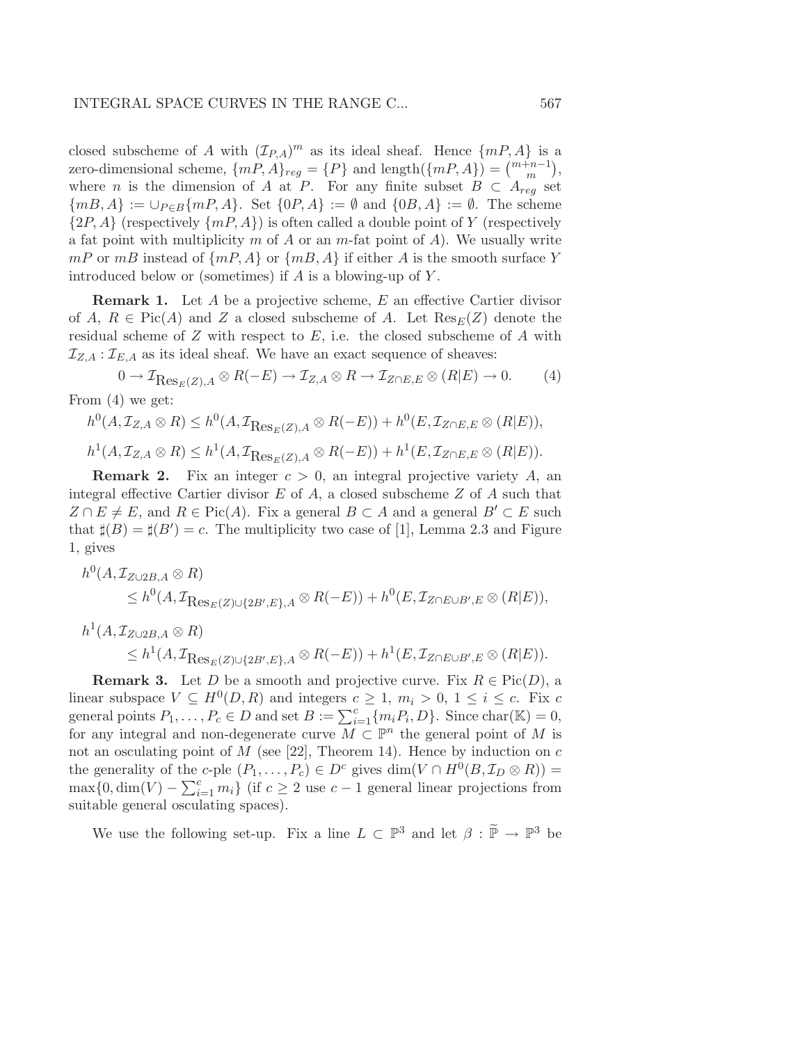closed subscheme of $A$ with $(\mathcal{I}_{P,A})^m$ as its ideal sheaf. Hence $\{mP, A\}$ is a zero-dimensional scheme, $\{mP, A\}_{reg} = \{P\}$ and $\mathrm{length}(\{mP, A\}) = \binom{m+n-1}{m}$, where $n$ is the dimension of $A$ at $P$. For any finite subset $B \subset A_{reg}$ set $\{mB, A\} := \cup_{P \in B}\{mP, A\}$. Set $\{0P, A\} := \emptyset$ and $\{0B, A\} := \emptyset$. The scheme $\{2P, A\}$ (respectively $\{mP, A\}$) is often called a double point of $Y$ (respectively a fat point with multiplicity $m$ of $A$ or an $m$-fat point of $A$). We usually write $mP$ or $mB$ instead of $\{mP, A\}$ or $\{mB, A\}$ if either $A$ is the smooth surface $Y$ introduced below or (sometimes) if $A$ is a blowing-up of $Y$.

**Remark 1.** Let $A$ be a projective scheme, $E$ an effective Cartier divisor of $A$, $R \in \mathrm{Pic}(A)$ and $Z$ a closed subscheme of $A$. Let $\mathrm{Res}_E(Z)$ denote the residual scheme of $Z$ with respect to $E$, i.e. the closed subscheme of $A$ with $\mathcal{I}_{Z,A} : \mathcal{I}_{E,A}$ as its ideal sheaf. We have an exact sequence of sheaves:

$$0 \to \mathcal{I}_{\mathrm{Res}_E(Z),A} \otimes R(-E) \to \mathcal{I}_{Z,A} \otimes R \to \mathcal{I}_{Z\cap E,E} \otimes (R|E) \to 0. \qquad (4)$$

From (4) we get:

$$h^0(A, \mathcal{I}_{Z,A} \otimes R) \leq h^0(A, \mathcal{I}_{\mathrm{Res}_E(Z),A} \otimes R(-E)) + h^0(E, \mathcal{I}_{Z\cap E,E} \otimes (R|E)),$$

$$h^1(A, \mathcal{I}_{Z,A} \otimes R) \leq h^1(A, \mathcal{I}_{\mathrm{Res}_E(Z),A} \otimes R(-E)) + h^1(E, \mathcal{I}_{Z\cap E,E} \otimes (R|E)).$$

**Remark 2.** Fix an integer $c > 0$, an integral projective variety $A$, an integral effective Cartier divisor $E$ of $A$, a closed subscheme $Z$ of $A$ such that $Z \cap E \neq E$, and $R \in \mathrm{Pic}(A)$. Fix a general $B \subset A$ and a general $B' \subset E$ such that $\sharp(B) = \sharp(B') = c$. The multiplicity two case of [1], Lemma 2.3 and Figure 1, gives

$$\begin{aligned} &h^0(A, \mathcal{I}_{Z\cup 2B,A} \otimes R) \\ &\qquad \leq h^0(A, \mathcal{I}_{\mathrm{Res}_E(Z)\cup\{2B',E\},A} \otimes R(-E)) + h^0(E, \mathcal{I}_{Z\cap E\cup B',E} \otimes (R|E)), \end{aligned}$$

$$\begin{aligned} &h^1(A, \mathcal{I}_{Z\cup 2B,A} \otimes R) \\ &\qquad \leq h^1(A, \mathcal{I}_{\mathrm{Res}_E(Z)\cup\{2B',E\},A} \otimes R(-E)) + h^1(E, \mathcal{I}_{Z\cap E\cup B',E} \otimes (R|E)). \end{aligned}$$

**Remark 3.** Let $D$ be a smooth and projective curve. Fix $R \in \mathrm{Pic}(D)$, a linear subspace $V \subseteq H^0(D, R)$ and integers $c \geq 1$, $m_i > 0$, $1 \leq i \leq c$. Fix $c$ general points $P_1, \ldots, P_c \in D$ and set $B := \sum_{i=1}^{c}\{m_iP_i, D\}$. Since $\mathrm{char}(\mathbb{K}) = 0$, for any integral and non-degenerate curve $M \subset \mathbb{P}^n$ the general point of $M$ is not an osculating point of $M$ (see [22], Theorem 14). Hence by induction on $c$ the generality of the $c$-ple $(P_1, \ldots, P_c) \in D^c$ gives $\dim(V \cap H^0(B, \mathcal{I}_D \otimes R)) = \max\{0, \dim(V) - \sum_{i=1}^{c} m_i\}$ (if $c \geq 2$ use $c-1$ general linear projections from suitable general osculating spaces).

We use the following set-up. Fix a line $L \subset \mathbb{P}^3$ and let $\beta : \widetilde{\mathbb{P}} \to \mathbb{P}^3$ be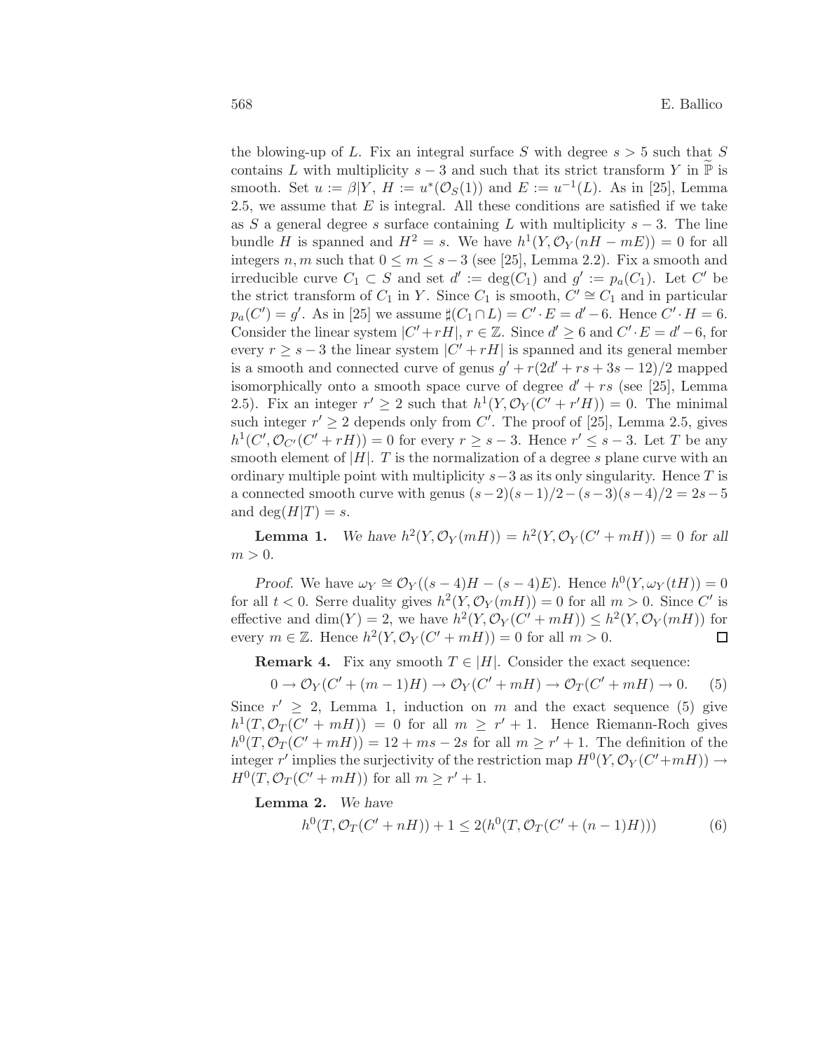the blowing-up of $L$. Fix an integral surface $S$ with degree $s > 5$ such that $S$ contains $L$ with multiplicity $s-3$ and such that its strict transform $Y$ in $\widetilde{\mathbb{P}}$ is smooth. Set $u := \beta|Y$, $H := u^*(\mathcal{O}_S(1))$ and $E := u^{-1}(L)$. As in [25], Lemma 2.5, we assume that $E$ is integral. All these conditions are satisfied if we take as $S$ a general degree $s$ surface containing $L$ with multiplicity $s-3$. The line bundle $H$ is spanned and $H^2 = s$. We have $h^1(Y, \mathcal{O}_Y(nH - mE)) = 0$ for all integers $n, m$ such that $0 \le m \le s-3$ (see [25], Lemma 2.2). Fix a smooth and irreducible curve $C_1 \subset S$ and set $d' := \deg(C_1)$ and $g' := p_a(C_1)$. Let $C'$ be the strict transform of $C_1$ in $Y$. Since $C_1$ is smooth, $C' \cong C_1$ and in particular $p_a(C') = g'$. As in [25] we assume $\sharp(C_1 \cap L) = C' \cdot E = d' - 6$. Hence $C' \cdot H = 6$. Consider the linear system $|C' + rH|$, $r \in \mathbb{Z}$. Since $d' \ge 6$ and $C' \cdot E = d' - 6$, for every $r \ge s-3$ the linear system $|C' + rH|$ is spanned and its general member is a smooth and connected curve of genus $g' + r(2d' + rs + 3s - 12)/2$ mapped isomorphically onto a smooth space curve of degree $d' + rs$ (see [25], Lemma 2.5). Fix an integer $r' \ge 2$ such that $h^1(Y, \mathcal{O}_Y(C' + r'H)) = 0$. The minimal such integer $r' \ge 2$ depends only from $C'$. The proof of [25], Lemma 2.5, gives $h^1(C', \mathcal{O}_{C'}(C' + rH)) = 0$ for every $r \ge s-3$. Hence $r' \le s-3$. Let $T$ be any smooth element of $|H|$. $T$ is the normalization of a degree $s$ plane curve with an ordinary multiple point with multiplicity $s-3$ as its only singularity. Hence $T$ is a connected smooth curve with genus $(s-2)(s-1)/2 - (s-3)(s-4)/2 = 2s-5$ and $\deg(H|T) = s$.

**Lemma 1.** *We have $h^2(Y, \mathcal{O}_Y(mH)) = h^2(Y, \mathcal{O}_Y(C' + mH)) = 0$ for all $m > 0$.*

*Proof.* We have $\omega_Y \cong \mathcal{O}_Y((s-4)H - (s-4)E)$. Hence $h^0(Y, \omega_Y(tH)) = 0$ for all $t < 0$. Serre duality gives $h^2(Y, \mathcal{O}_Y(mH)) = 0$ for all $m > 0$. Since $C'$ is effective and $\dim(Y) = 2$, we have $h^2(Y, \mathcal{O}_Y(C' + mH)) \le h^2(Y, \mathcal{O}_Y(mH))$ for every $m \in \mathbb{Z}$. Hence $h^2(Y, \mathcal{O}_Y(C' + mH)) = 0$ for all $m > 0$. □

**Remark 4.** Fix any smooth $T \in |H|$. Consider the exact sequence:

$$0 \to \mathcal{O}_Y(C' + (m-1)H) \to \mathcal{O}_Y(C' + mH) \to \mathcal{O}_T(C' + mH) \to 0. \tag{5}$$

Since $r' \ge 2$, Lemma 1, induction on $m$ and the exact sequence (5) give $h^1(T, \mathcal{O}_T(C' + mH)) = 0$ for all $m \ge r' + 1$. Hence Riemann-Roch gives $h^0(T, \mathcal{O}_T(C' + mH)) = 12 + ms - 2s$ for all $m \ge r' + 1$. The definition of the integer $r'$ implies the surjectivity of the restriction map $H^0(Y, \mathcal{O}_Y(C' + mH)) \to H^0(T, \mathcal{O}_T(C' + mH))$ for all $m \ge r' + 1$.

**Lemma 2.** *We have*

$$h^0(T, \mathcal{O}_T(C' + nH)) + 1 \le 2(h^0(T, \mathcal{O}_T(C' + (n-1)H))) \tag{6}$$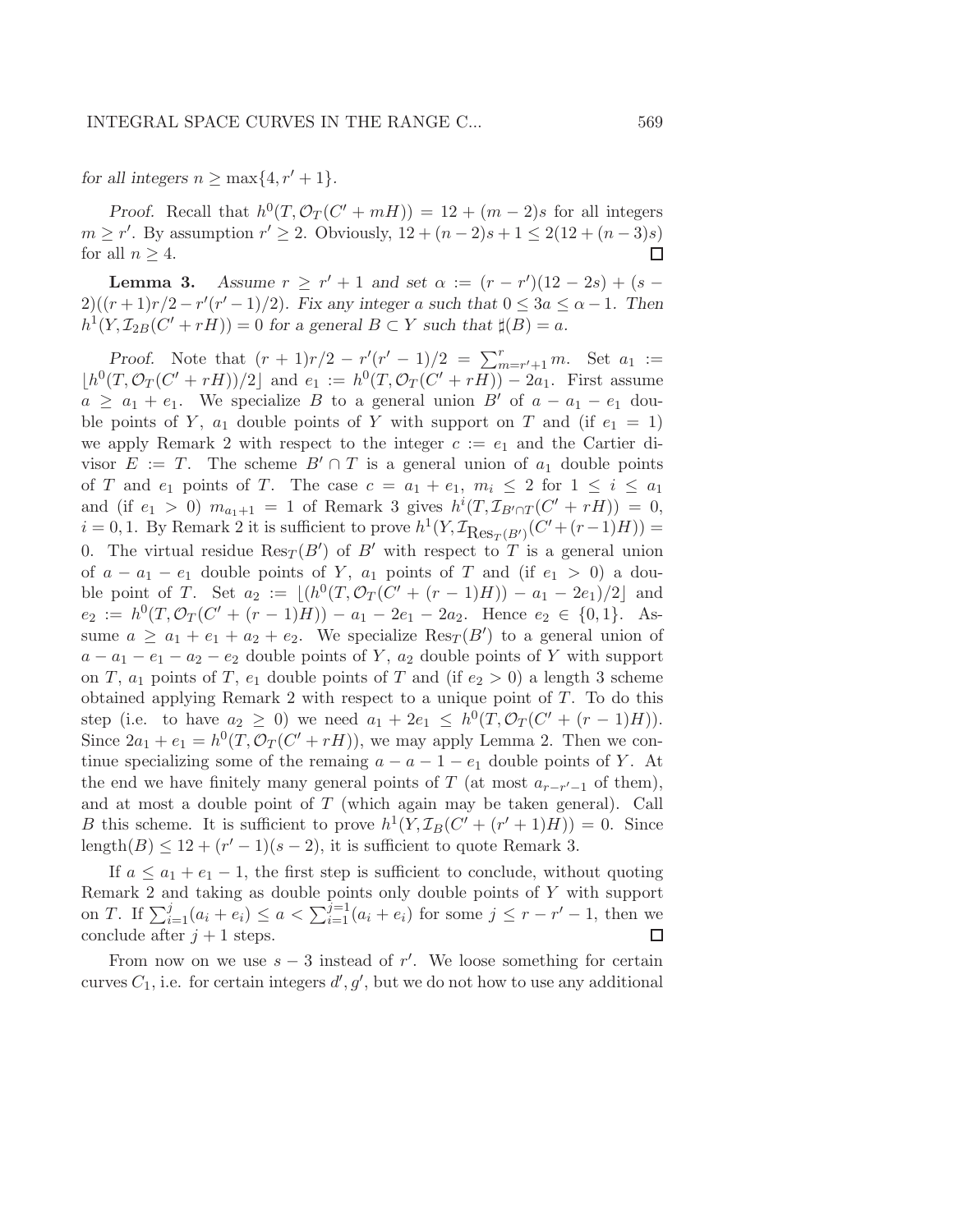*for all integers $n \geq \max\{4, r'+1\}$.*

*Proof.* Recall that $h^0(T, \mathcal{O}_T(C' + mH)) = 12 + (m-2)s$ for all integers $m \geq r'$. By assumption $r' \geq 2$. Obviously, $12 + (n-2)s + 1 \leq 2(12 + (n-3)s)$ for all $n \geq 4$. □

**Lemma 3.** *Assume $r \geq r'+1$ and set $\alpha := (r-r')(12-2s) + (s-2)((r+1)r/2 - r'(r'-1)/2)$. Fix any integer $a$ such that $0 \leq 3a \leq \alpha - 1$. Then $h^1(Y, \mathcal{I}_{2B}(C' + rH)) = 0$ for a general $B \subset Y$ such that $\sharp(B) = a$.*

*Proof.* Note that $(r+1)r/2 - r'(r'-1)/2 = \sum_{m=r'+1}^{r} m$. Set $a_1 := \lfloor h^0(T, \mathcal{O}_T(C'+rH))/2 \rfloor$ and $e_1 := h^0(T, \mathcal{O}_T(C'+rH)) - 2a_1$. First assume $a \geq a_1 + e_1$. We specialize $B$ to a general union $B'$ of $a - a_1 - e_1$ double points of $Y$, $a_1$ double points of $Y$ with support on $T$ and (if $e_1 = 1$) we apply Remark 2 with respect to the integer $c := e_1$ and the Cartier divisor $E := T$. The scheme $B' \cap T$ is a general union of $a_1$ double points of $T$ and $e_1$ points of $T$. The case $c = a_1 + e_1$, $m_i \leq 2$ for $1 \leq i \leq a_1$ and (if $e_1 > 0$) $m_{a_1+1} = 1$ of Remark 3 gives $h^i(T, \mathcal{I}_{B' \cap T}(C'+rH)) = 0$, $i = 0, 1$. By Remark 2 it is sufficient to prove $h^1(Y, \mathcal{I}_{\mathrm{Res}_T(B')}(C' + (r-1)H)) = 0$. The virtual residue $\mathrm{Res}_T(B')$ of $B'$ with respect to $T$ is a general union of $a - a_1 - e_1$ double points of $Y$, $a_1$ points of $T$ and (if $e_1 > 0$) a double point of $T$. Set $a_2 := \lfloor (h^0(T, \mathcal{O}_T(C'+(r-1)H)) - a_1 - 2e_1)/2 \rfloor$ and $e_2 := h^0(T, \mathcal{O}_T(C'+(r-1)H)) - a_1 - 2e_1 - 2a_2$. Hence $e_2 \in \{0, 1\}$. Assume $a \geq a_1 + e_1 + a_2 + e_2$. We specialize $\mathrm{Res}_T(B')$ to a general union of $a - a_1 - e_1 - a_2 - e_2$ double points of $Y$, $a_2$ double points of $Y$ with support on $T$, $a_1$ points of $T$, $e_1$ double points of $T$ and (if $e_2 > 0$) a length 3 scheme obtained applying Remark 2 with respect to a unique point of $T$. To do this step (i.e. to have $a_2 \geq 0$) we need $a_1 + 2e_1 \leq h^0(T, \mathcal{O}_T(C'+(r-1)H))$. Since $2a_1 + e_1 = h^0(T, \mathcal{O}_T(C'+rH))$, we may apply Lemma 2. Then we continue specializing some of the remaing $a - a - 1 - e_1$ double points of $Y$. At the end we have finitely many general points of $T$ (at most $a_{r-r'-1}$ of them), and at most a double point of $T$ (which again may be taken general). Call $B$ this scheme. It is sufficient to prove $h^1(Y, \mathcal{I}_B(C' + (r'+1)H)) = 0$. Since $\mathrm{length}(B) \leq 12 + (r'-1)(s-2)$, it is sufficient to quote Remark 3.

If $a \leq a_1 + e_1 - 1$, the first step is sufficient to conclude, without quoting Remark 2 and taking as double points only double points of $Y$ with support on $T$. If $\sum_{i=1}^{j}(a_i + e_i) \leq a < \sum_{i=1}^{j=1}(a_i + e_i)$ for some $j \leq r - r' - 1$, then we conclude after $j+1$ steps. □

From now on we use $s-3$ instead of $r'$. We loose something for certain curves $C_1$, i.e. for certain integers $d', g'$, but we do not how to use any additional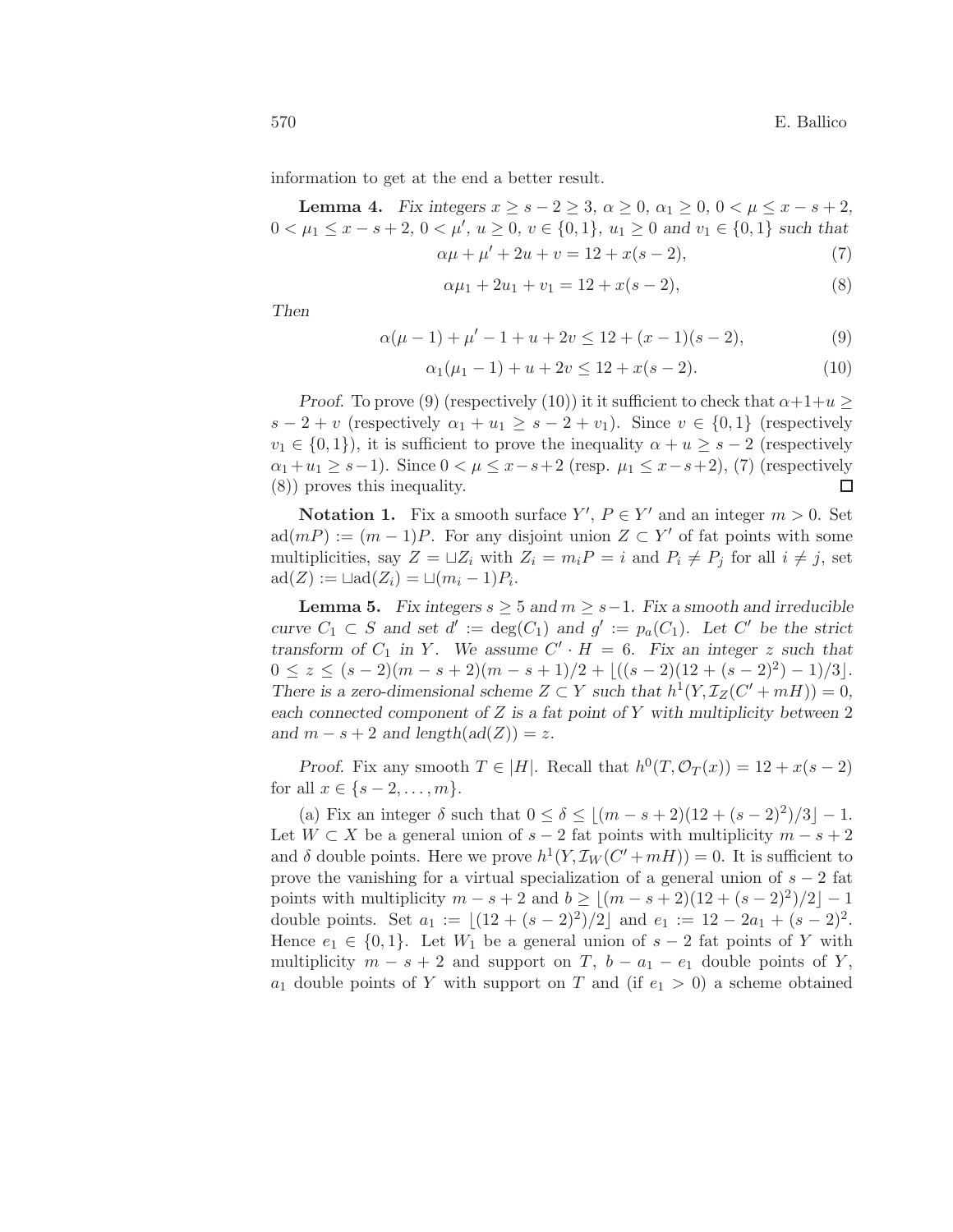information to get at the end a better result.

**Lemma 4.** *Fix integers $x \geq s-2 \geq 3$, $\alpha \geq 0$, $\alpha_1 \geq 0$, $0 < \mu \leq x-s+2$, $0 < \mu_1 \leq x-s+2$, $0 < \mu'$, $u \geq 0$, $v \in \{0,1\}$, $u_1 \geq 0$ and $v_1 \in \{0,1\}$ such that*

$$\alpha\mu + \mu' + 2u + v = 12 + x(s-2), \tag{7}$$

$$\alpha\mu_1 + 2u_1 + v_1 = 12 + x(s-2), \tag{8}$$

*Then*

$$\alpha(\mu - 1) + \mu' - 1 + u + 2v \leq 12 + (x-1)(s-2), \tag{9}$$

$$\alpha_1(\mu_1 - 1) + u + 2v \leq 12 + x(s-2). \tag{10}$$

*Proof.* To prove (9) (respectively (10)) it it sufficient to check that $\alpha+1+u \geq s-2+v$ (respectively $\alpha_1 + u_1 \geq s-2+v_1$). Since $v \in \{0,1\}$ (respectively $v_1 \in \{0,1\}$), it is sufficient to prove the inequality $\alpha + u \geq s-2$ (respectively $\alpha_1 + u_1 \geq s-1$). Since $0 < \mu \leq x-s+2$ (resp. $\mu_1 \leq x-s+2$), (7) (respectively (8)) proves this inequality. □

**Notation 1.** Fix a smooth surface $Y'$, $P \in Y'$ and an integer $m > 0$. Set $\mathrm{ad}(mP) := (m-1)P$. For any disjoint union $Z \subset Y'$ of fat points with some multiplicities, say $Z = \sqcup Z_i$ with $Z_i = m_i P = i$ and $P_i \neq P_j$ for all $i \neq j$, set $\mathrm{ad}(Z) := \sqcup \mathrm{ad}(Z_i) = \sqcup (m_i - 1)P_i$.

**Lemma 5.** *Fix integers $s \geq 5$ and $m \geq s-1$. Fix a smooth and irreducible curve $C_1 \subset S$ and set $d' := \deg(C_1)$ and $g' := p_a(C_1)$. Let $C'$ be the strict transform of $C_1$ in $Y$. We assume $C' \cdot H = 6$. Fix an integer $z$ such that $0 \leq z \leq (s-2)(m-s+2)(m-s+1)/2 + \lfloor ((s-2)(12+(s-2)^2)-1)/3 \rfloor$. There is a zero-dimensional scheme $Z \subset Y$ such that $h^1(Y, \mathcal{I}_Z(C'+mH)) = 0$, each connected component of $Z$ is a fat point of $Y$ with multiplicity between 2 and $m-s+2$ and $\mathrm{length}(\mathrm{ad}(Z)) = z$.*

*Proof.* Fix any smooth $T \in |H|$. Recall that $h^0(T, \mathcal{O}_T(x)) = 12 + x(s-2)$ for all $x \in \{s-2, \ldots, m\}$.

(a) Fix an integer $\delta$ such that $0 \leq \delta \leq \lfloor (m-s+2)(12+(s-2)^2)/3 \rfloor - 1$. Let $W \subset X$ be a general union of $s-2$ fat points with multiplicity $m-s+2$ and $\delta$ double points. Here we prove $h^1(Y, \mathcal{I}_W(C'+mH)) = 0$. It is sufficient to prove the vanishing for a virtual specialization of a general union of $s-2$ fat points with multiplicity $m-s+2$ and $b \geq \lfloor (m-s+2)(12+(s-2)^2)/2 \rfloor - 1$ double points. Set $a_1 := \lfloor (12+(s-2)^2)/2 \rfloor$ and $e_1 := 12 - 2a_1 + (s-2)^2$. Hence $e_1 \in \{0,1\}$. Let $W_1$ be a general union of $s-2$ fat points of $Y$ with multiplicity $m-s+2$ and support on $T$, $b - a_1 - e_1$ double points of $Y$, $a_1$ double points of $Y$ with support on $T$ and (if $e_1 > 0$) a scheme obtained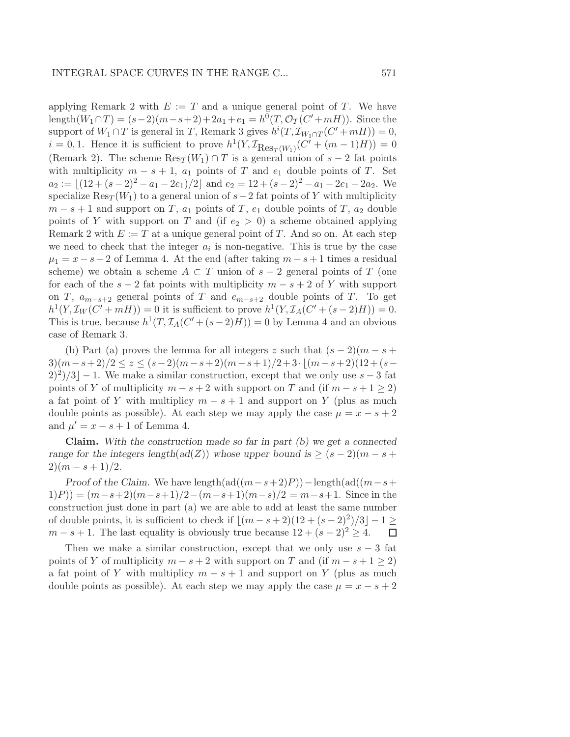applying Remark 2 with $E := T$ and a unique general point of $T$. We have $\text{length}(W_1 \cap T) = (s-2)(m-s+2) + 2a_1 + e_1 = h^0(T, \mathcal{O}_T(C' + mH))$. Since the support of $W_1 \cap T$ is general in $T$, Remark 3 gives $h^i(T, \mathcal{I}_{W_1 \cap T}(C' + mH)) = 0$, $i = 0, 1$. Hence it is sufficient to prove $h^1(Y, \mathcal{I}_{\text{Res}_T(W_1)}(C' + (m-1)H)) = 0$ (Remark 2). The scheme $\text{Res}_T(W_1) \cap T$ is a general union of $s-2$ fat points with multiplicity $m-s+1$, $a_1$ points of $T$ and $e_1$ double points of $T$. Set $a_2 := \lfloor (12 + (s-2)^2 - a_1 - 2e_1)/2 \rfloor$ and $e_2 = 12 + (s-2)^2 - a_1 - 2e_1 - 2a_2$. We specialize $\text{Res}_T(W_1)$ to a general union of $s-2$ fat points of $Y$ with multiplicity $m-s+1$ and support on $T$, $a_1$ points of $T$, $e_1$ double points of $T$, $a_2$ double points of $Y$ with support on $T$ and (if $e_2 > 0$) a scheme obtained applying Remark 2 with $E := T$ at a unique general point of $T$. And so on. At each step we need to check that the integer $a_i$ is non-negative. This is true by the case $\mu_1 = x - s + 2$ of Lemma 4. At the end (after taking $m-s+1$ times a residual scheme) we obtain a scheme $A \subset T$ union of $s-2$ general points of $T$ (one for each of the $s-2$ fat points with multiplicity $m-s+2$ of $Y$ with support on $T$, $a_{m-s+2}$ general points of $T$ and $e_{m-s+2}$ double points of $T$. To get $h^1(Y, \mathcal{I}_W(C' + mH)) = 0$ it is sufficient to prove $h^1(Y, \mathcal{I}_A(C' + (s-2)H)) = 0$. This is true, because $h^1(T, \mathcal{I}_A(C' + (s-2)H)) = 0$ by Lemma 4 and an obvious case of Remark 3.

(b) Part (a) proves the lemma for all integers $z$ such that $(s-2)(m-s+3)(m-s+2)/2 \leq z \leq (s-2)(m-s+2)(m-s+1)/2 + 3 \cdot \lfloor (m-s+2)(12+(s-2)^2)/3 \rfloor - 1$. We make a similar construction, except that we only use $s-3$ fat points of $Y$ of multiplicity $m-s+2$ with support on $T$ and (if $m-s+1 \geq 2$) a fat point of $Y$ with multiplicy $m-s+1$ and support on $Y$ (plus as much double points as possible). At each step we may apply the case $\mu = x - s + 2$ and $\mu' = x - s + 1$ of Lemma 4.

**Claim.** *With the construction made so far in part (b) we get a connected range for the integers length(ad(Z)) whose upper bound is $\geq (s-2)(m-s+2)(m-s+1)/2$.*

*Proof of the Claim.* We have $\text{length}(\text{ad}((m-s+2)P)) - \text{length}(\text{ad}((m-s+1)P)) = (m-s+2)(m-s+1)/2 - (m-s+1)(m-s)/2 = m-s+1$. Since in the construction just done in part (a) we are able to add at least the same number of double points, it is sufficient to check if $\lfloor (m-s+2)(12+(s-2)^2)/3 \rfloor - 1 \geq m-s+1$. The last equality is obviously true because $12 + (s-2)^2 \geq 4$. □

Then we make a similar construction, except that we only use $s-3$ fat points of $Y$ of multiplicity $m-s+2$ with support on $T$ and (if $m-s+1 \geq 2$) a fat point of $Y$ with multiplicy $m-s+1$ and support on $Y$ (plus as much double points as possible). At each step we may apply the case $\mu = x - s + 2$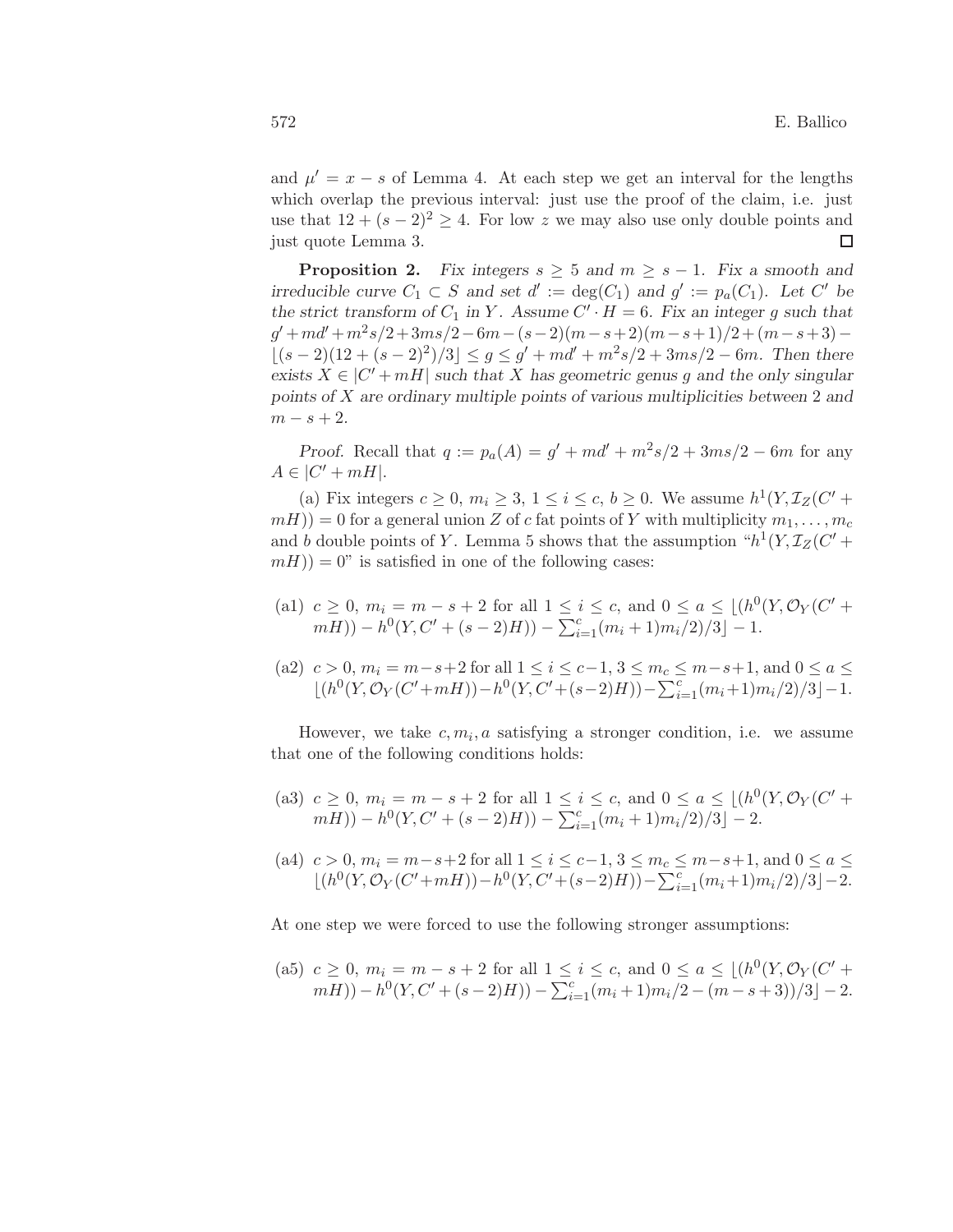and $\mu' = x - s$ of Lemma 4. At each step we get an interval for the lengths which overlap the previous interval: just use the proof of the claim, i.e. just use that $12 + (s-2)^2 \geq 4$. For low $z$ we may also use only double points and just quote Lemma 3. $\square$

**Proposition 2.** *Fix integers $s \geq 5$ and $m \geq s-1$. Fix a smooth and irreducible curve $C_1 \subset S$ and set $d' := \deg(C_1)$ and $g' := p_a(C_1)$. Let $C'$ be the strict transform of $C_1$ in $Y$. Assume $C' \cdot H = 6$. Fix an integer $g$ such that $g' + md' + m^2s/2 + 3ms/2 - 6m - (s-2)(m-s+2)(m-s+1)/2 + (m-s+3) - \lfloor (s-2)(12+(s-2)^2)/3 \rfloor \leq g \leq g' + md' + m^2s/2 + 3ms/2 - 6m$. Then there exists $X \in |C' + mH|$ such that $X$ has geometric genus $g$ and the only singular points of $X$ are ordinary multiple points of various multiplicities between 2 and $m-s+2$.*

*Proof.* Recall that $q := p_a(A) = g' + md' + m^2s/2 + 3ms/2 - 6m$ for any $A \in |C' + mH|$.

(a) Fix integers $c \geq 0$, $m_i \geq 3$, $1 \leq i \leq c$, $b \geq 0$. We assume $h^1(Y, \mathcal{I}_Z(C' + mH)) = 0$ for a general union $Z$ of $c$ fat points of $Y$ with multiplicity $m_1, \dots, m_c$ and $b$ double points of $Y$. Lemma 5 shows that the assumption "$h^1(Y, \mathcal{I}_Z(C' + mH)) = 0$" is satisfied in one of the following cases:

(a1) $c \geq 0$, $m_i = m - s + 2$ for all $1 \leq i \leq c$, and $0 \leq a \leq \lfloor (h^0(Y, \mathcal{O}_Y(C' + mH)) - h^0(Y, C' + (s-2)H)) - \sum_{i=1}^{c} (m_i+1)m_i/2)/3 \rfloor - 1$.

(a2) $c > 0$, $m_i = m-s+2$ for all $1 \leq i \leq c-1$, $3 \leq m_c \leq m-s+1$, and $0 \leq a \leq \lfloor (h^0(Y, \mathcal{O}_Y(C'+mH)) - h^0(Y, C'+(s-2)H)) - \sum_{i=1}^{c} (m_i+1)m_i/2)/3 \rfloor - 1$.

However, we take $c, m_i, a$ satisfying a stronger condition, i.e. we assume that one of the following conditions holds:

(a3) $c \geq 0$, $m_i = m - s + 2$ for all $1 \leq i \leq c$, and $0 \leq a \leq \lfloor (h^0(Y, \mathcal{O}_Y(C' + mH)) - h^0(Y, C' + (s-2)H)) - \sum_{i=1}^{c} (m_i+1)m_i/2)/3 \rfloor - 2$.

(a4) $c > 0$, $m_i = m-s+2$ for all $1 \leq i \leq c-1$, $3 \leq m_c \leq m-s+1$, and $0 \leq a \leq \lfloor (h^0(Y, \mathcal{O}_Y(C'+mH)) - h^0(Y, C'+(s-2)H)) - \sum_{i=1}^{c} (m_i+1)m_i/2)/3 \rfloor - 2$.

At one step we were forced to use the following stronger assumptions:

(a5) $c \geq 0$, $m_i = m - s + 2$ for all $1 \leq i \leq c$, and $0 \leq a \leq \lfloor (h^0(Y, \mathcal{O}_Y(C' + mH)) - h^0(Y, C' + (s-2)H)) - \sum_{i=1}^{c} (m_i+1)m_i/2 - (m-s+3))/3 \rfloor - 2$.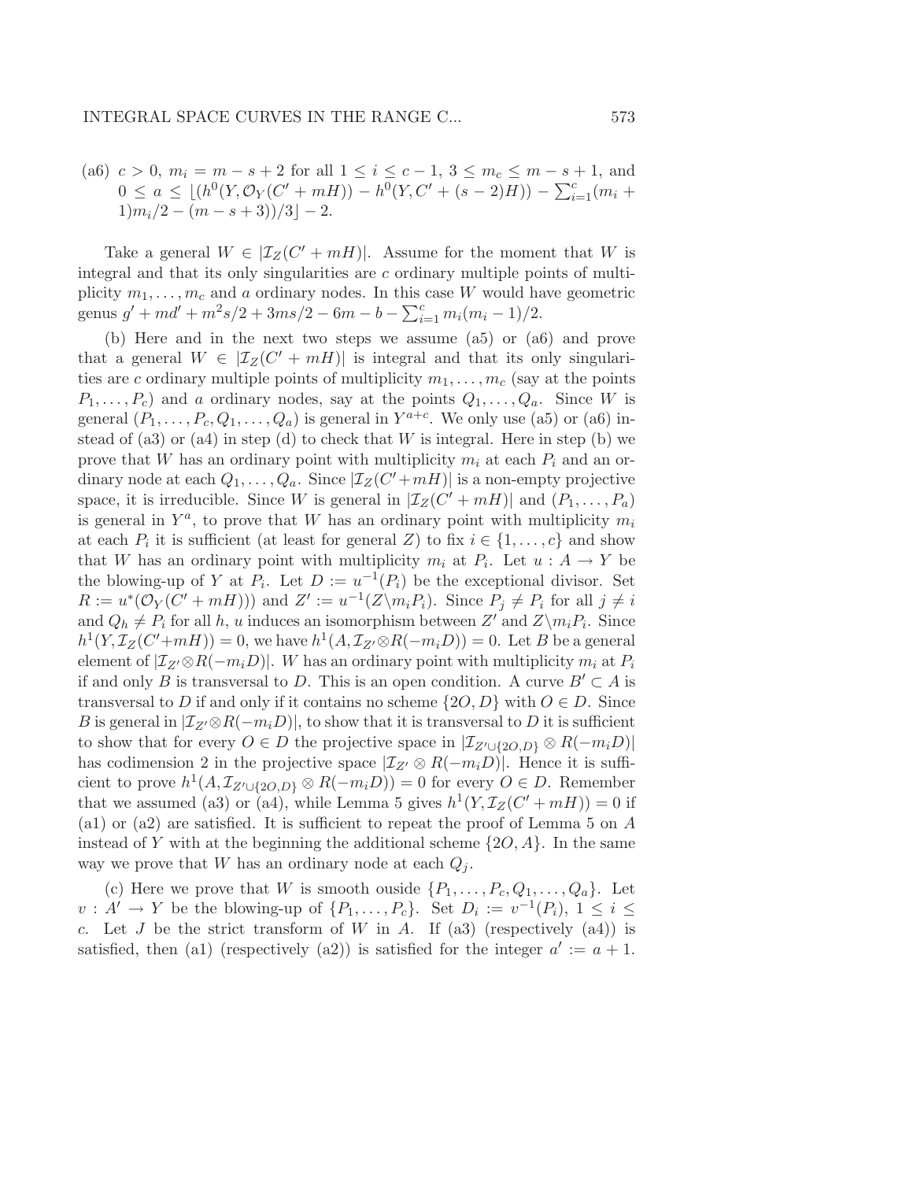(a6) $c > 0$, $m_i = m - s + 2$ for all $1 \le i \le c-1$, $3 \le m_c \le m - s + 1$, and $0 \le a \le \lfloor (h^0(Y, \mathcal{O}_Y(C' + mH)) - h^0(Y, C' + (s-2)H)) - \sum_{i=1}^{c}(m_i + 1)m_i/2 - (m - s + 3))/3 \rfloor - 2$.

Take a general $W \in |\mathcal{I}_Z(C' + mH)|$. Assume for the moment that $W$ is integral and that its only singularities are $c$ ordinary multiple points of multiplicity $m_1, \dots, m_c$ and $a$ ordinary nodes. In this case $W$ would have geometric genus $g' + md' + m^2 s/2 + 3ms/2 - 6m - b - \sum_{i=1}^{c} m_i(m_i - 1)/2$.

(b) Here and in the next two steps we assume (a5) or (a6) and prove that a general $W \in |\mathcal{I}_Z(C' + mH)|$ is integral and that its only singularities are $c$ ordinary multiple points of multiplicity $m_1, \dots, m_c$ (say at the points $P_1, \dots, P_c$) and $a$ ordinary nodes, say at the points $Q_1, \dots, Q_a$. Since $W$ is general $(P_1, \dots, P_c, Q_1, \dots, Q_a)$ is general in $Y^{a+c}$. We only use (a5) or (a6) instead of (a3) or (a4) in step (d) to check that $W$ is integral. Here in step (b) we prove that $W$ has an ordinary point with multiplicity $m_i$ at each $P_i$ and an ordinary node at each $Q_1, \dots, Q_a$. Since $|\mathcal{I}_Z(C' + mH)|$ is a non-empty projective space, it is irreducible. Since $W$ is general in $|\mathcal{I}_Z(C' + mH)|$ and $(P_1, \dots, P_a)$ is general in $Y^a$, to prove that $W$ has an ordinary point with multiplicity $m_i$ at each $P_i$ it is sufficient (at least for general $Z$) to fix $i \in \{1, \dots, c\}$ and show that $W$ has an ordinary point with multiplicity $m_i$ at $P_i$. Let $u : A \to Y$ be the blowing-up of $Y$ at $P_i$. Let $D := u^{-1}(P_i)$ be the exceptional divisor. Set $R := u^*(\mathcal{O}_Y(C' + mH)))$ and $Z' := u^{-1}(Z \backslash m_i P_i)$. Since $P_j \ne P_i$ for all $j \ne i$ and $Q_h \ne P_i$ for all $h$, $u$ induces an isomorphism between $Z'$ and $Z \backslash m_i P_i$. Since $h^1(Y, \mathcal{I}_Z(C' + mH)) = 0$, we have $h^1(A, \mathcal{I}_{Z'} \otimes R(-m_i D)) = 0$. Let $B$ be a general element of $|\mathcal{I}_{Z'} \otimes R(-m_i D)|$. $W$ has an ordinary point with multiplicity $m_i$ at $P_i$ if and only $B$ is transversal to $D$. This is an open condition. A curve $B' \subset A$ is transversal to $D$ if and only if it contains no scheme $\{2O, D\}$ with $O \in D$. Since $B$ is general in $|\mathcal{I}_{Z'} \otimes R(-m_i D)|$, to show that it is transversal to $D$ it is sufficient to show that for every $O \in D$ the projective space in $|\mathcal{I}_{Z' \cup \{2O, D\}} \otimes R(-m_i D)|$ has codimension 2 in the projective space $|\mathcal{I}_{Z'} \otimes R(-m_i D)|$. Hence it is sufficient to prove $h^1(A, \mathcal{I}_{Z' \cup \{2O, D\}} \otimes R(-m_i D)) = 0$ for every $O \in D$. Remember that we assumed (a3) or (a4), while Lemma 5 gives $h^1(Y, \mathcal{I}_Z(C' + mH)) = 0$ if (a1) or (a2) are satisfied. It is sufficient to repeat the proof of Lemma 5 on $A$ instead of $Y$ with at the beginning the additional scheme $\{2O, A\}$. In the same way we prove that $W$ has an ordinary node at each $Q_j$.

(c) Here we prove that $W$ is smooth ouside $\{P_1, \dots, P_c, Q_1, \dots, Q_a\}$. Let $v : A' \to Y$ be the blowing-up of $\{P_1, \dots, P_c\}$. Set $D_i := v^{-1}(P_i)$, $1 \le i \le c$. Let $J$ be the strict transform of $W$ in $A$. If (a3) (respectively (a4)) is satisfied, then (a1) (respectively (a2)) is satisfied for the integer $a' := a + 1$.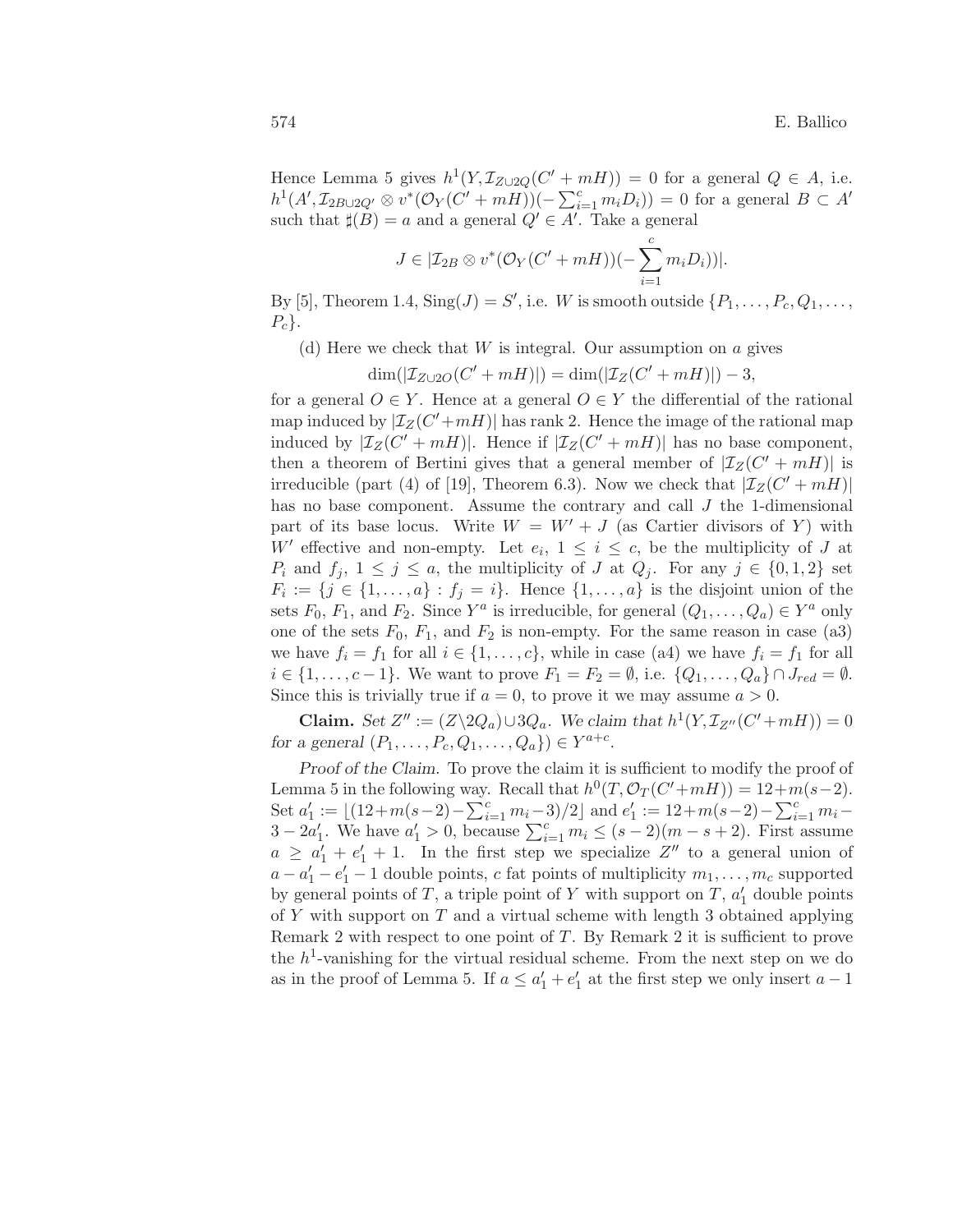Hence Lemma 5 gives $h^1(Y, \mathcal{I}_{Z\cup 2Q}(C' + mH)) = 0$ for a general $Q \in A$, i.e. $h^1(A', \mathcal{I}_{2B\cup 2Q'} \otimes v^*(\mathcal{O}_Y(C' + mH))(-\sum_{i=1}^{c} m_i D_i)) = 0$ for a general $B \subset A'$ such that $\sharp(B) = a$ and a general $Q' \in A'$. Take a general

$$J \in |\mathcal{I}_{2B} \otimes v^*(\mathcal{O}_Y(C' + mH))(-\sum_{i=1}^{c} m_i D_i))|.$$

By [5], Theorem 1.4, $\mathrm{Sing}(J) = S'$, i.e. $W$ is smooth outside $\{P_1, \dots, P_c, Q_1, \dots, P_c\}$.

(d) Here we check that $W$ is integral. Our assumption on $a$ gives

$$\dim(|\mathcal{I}_{Z\cup 2O}(C' + mH)|) = \dim(|\mathcal{I}_Z(C' + mH)|) - 3,$$

for a general $O \in Y$. Hence at a general $O \in Y$ the differential of the rational map induced by $|\mathcal{I}_Z(C'+mH)|$ has rank 2. Hence the image of the rational map induced by $|\mathcal{I}_Z(C' + mH)|$. Hence if $|\mathcal{I}_Z(C' + mH)|$ has no base component, then a theorem of Bertini gives that a general member of $|\mathcal{I}_Z(C' + mH)|$ is irreducible (part (4) of [19], Theorem 6.3). Now we check that $|\mathcal{I}_Z(C' + mH)|$ has no base component. Assume the contrary and call $J$ the 1-dimensional part of its base locus. Write $W = W' + J$ (as Cartier divisors of $Y$) with $W'$ effective and non-empty. Let $e_i$, $1 \le i \le c$, be the multiplicity of $J$ at $P_i$ and $f_j$, $1 \le j \le a$, the multiplicity of $J$ at $Q_j$. For any $j \in \{0, 1, 2\}$ set $F_i := \{j \in \{1, \dots, a\} : f_j = i\}$. Hence $\{1, \dots, a\}$ is the disjoint union of the sets $F_0$, $F_1$, and $F_2$. Since $Y^a$ is irreducible, for general $(Q_1, \dots, Q_a) \in Y^a$ only one of the sets $F_0$, $F_1$, and $F_2$ is non-empty. For the same reason in case (a3) we have $f_i = f_1$ for all $i \in \{1, \dots, c\}$, while in case (a4) we have $f_i = f_1$ for all $i \in \{1, \dots, c-1\}$. We want to prove $F_1 = F_2 = \emptyset$, i.e. $\{Q_1, \dots, Q_a\} \cap J_{red} = \emptyset$. Since this is trivially true if $a = 0$, to prove it we may assume $a > 0$.

**Claim.** *Set $Z'' := (Z \backslash 2Q_a) \cup 3Q_a$. We claim that $h^1(Y, \mathcal{I}_{Z''}(C'+mH)) = 0$ for a general $(P_1, \dots, P_c, Q_1, \dots, Q_a\}) \in Y^{a+c}$.*

*Proof of the Claim.* To prove the claim it is sufficient to modify the proof of Lemma 5 in the following way. Recall that $h^0(T, \mathcal{O}_T(C'+mH)) = 12+m(s-2)$. Set $a_1' := \lfloor (12+m(s-2)-\sum_{i=1}^{c} m_i - 3)/2 \rfloor$ and $e_1' := 12+m(s-2)-\sum_{i=1}^{c} m_i - 3 - 2a_1'$. We have $a_1' > 0$, because $\sum_{i=1}^{c} m_i \le (s-2)(m-s+2)$. First assume $a \ge a_1' + e_1' + 1$. In the first step we specialize $Z''$ to a general union of $a - a_1' - e_1' - 1$ double points, $c$ fat points of multiplicity $m_1, \dots, m_c$ supported by general points of $T$, a triple point of $Y$ with support on $T$, $a_1'$ double points of $Y$ with support on $T$ and a virtual scheme with length 3 obtained applying Remark 2 with respect to one point of $T$. By Remark 2 it is sufficient to prove the $h^1$-vanishing for the virtual residual scheme. From the next step on we do as in the proof of Lemma 5. If $a \le a_1' + e_1'$ at the first step we only insert $a - 1$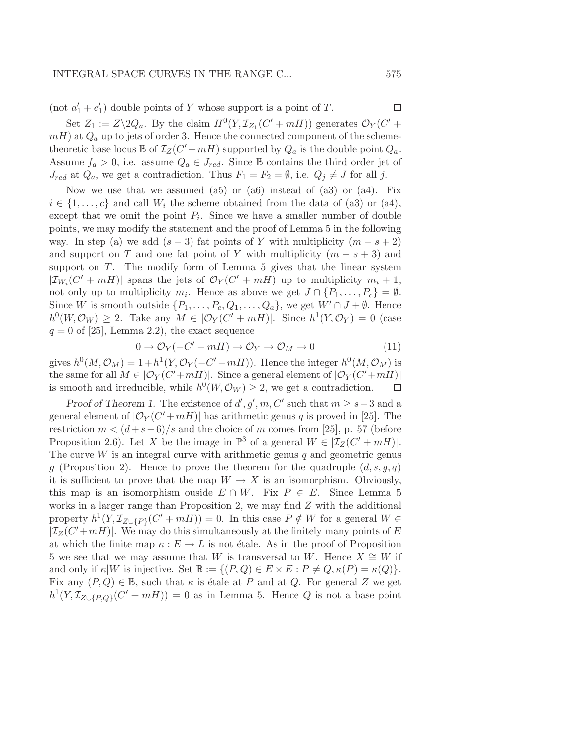(not $a_1' + e_1'$) double points of $Y$ whose support is a point of $T$. $\square$

Set $Z_1 := Z \backslash 2Q_a$. By the claim $H^0(Y, \mathcal{I}_{Z_1}(C' + mH))$ generates $\mathcal{O}_Y(C' + mH)$ at $Q_a$ up to jets of order 3. Hence the connected component of the scheme-theoretic base locus $\mathbb{B}$ of $\mathcal{I}_Z(C' + mH)$ supported by $Q_a$ is the double point $Q_a$. Assume $f_a > 0$, i.e. assume $Q_a \in J_{red}$. Since $\mathbb{B}$ contains the third order jet of $J_{red}$ at $Q_a$, we get a contradiction. Thus $F_1 = F_2 = \emptyset$, i.e. $Q_j \neq J$ for all $j$.

Now we use that we assumed (a5) or (a6) instead of (a3) or (a4). Fix $i \in \{1, \dots, c\}$ and call $W_i$ the scheme obtained from the data of (a3) or (a4), except that we omit the point $P_i$. Since we have a smaller number of double points, we may modify the statement and the proof of Lemma 5 in the following way. In step (a) we add $(s-3)$ fat points of $Y$ with multiplicity $(m-s+2)$ and support on $T$ and one fat point of $Y$ with multiplicity $(m-s+3)$ and support on $T$. The modify form of Lemma 5 gives that the linear system $|\mathcal{I}_{W_i}(C' + mH)|$ spans the jets of $\mathcal{O}_Y(C' + mH)$ up to multiplicity $m_i + 1$, not only up to multiplicity $m_i$. Hence as above we get $J \cap \{P_1, \dots, P_c\} = \emptyset$. Since $W$ is smooth outside $\{P_1, \dots, P_c, Q_1, \dots, Q_a\}$, we get $W' \cap J + \emptyset$. Hence $h^0(W, \mathcal{O}_W) \geq 2$. Take any $M \in |\mathcal{O}_Y(C' + mH)|$. Since $h^1(Y, \mathcal{O}_Y) = 0$ (case $q = 0$ of [25], Lemma 2.2), the exact sequence

$$0 \to \mathcal{O}_Y(-C' - mH) \to \mathcal{O}_Y \to \mathcal{O}_M \to 0 \tag{11}$$

gives $h^0(M, \mathcal{O}_M) = 1 + h^1(Y, \mathcal{O}_Y(-C' - mH))$. Hence the integer $h^0(M, \mathcal{O}_M)$ is the same for all $M \in |\mathcal{O}_Y(C' + mH)|$. Since a general element of $|\mathcal{O}_Y(C' + mH)|$ is smooth and irreducible, while $h^0(W, \mathcal{O}_W) \geq 2$, we get a contradiction. $\square$

*Proof of Theorem 1.* The existence of $d', g', m, C'$ such that $m \geq s-3$ and a general element of $|\mathcal{O}_Y(C' + mH)|$ has arithmetic genus $q$ is proved in [25]. The restriction $m < (d+s-6)/s$ and the choice of $m$ comes from [25], p. 57 (before Proposition 2.6). Let $X$ be the image in $\mathbb{P}^3$ of a general $W \in |\mathcal{I}_Z(C' + mH)|$. The curve $W$ is an integral curve with arithmetic genus $q$ and geometric genus $g$ (Proposition 2). Hence to prove the theorem for the quadruple $(d, s, g, q)$ it is sufficient to prove that the map $W \to X$ is an isomorphism. Obviously, this map is an isomorphism ouside $E \cap W$. Fix $P \in E$. Since Lemma 5 works in a larger range than Proposition 2, we may find $Z$ with the additional property $h^1(Y, \mathcal{I}_{Z \cup \{P\}}(C' + mH)) = 0$. In this case $P \notin W$ for a general $W \in |\mathcal{I}_Z(C' + mH)|$. We may do this simultaneously at the finitely many points of $E$ at which the finite map $\kappa : E \to L$ is not étale. As in the proof of Proposition 5 we see that we may assume that $W$ is transversal to $W$. Hence $X \cong W$ if and only if $\kappa|W$ is injective. Set $\mathbb{B} := \{(P, Q) \in E \times E : P \neq Q, \kappa(P) = \kappa(Q)\}$. Fix any $(P, Q) \in \mathbb{B}$, such that $\kappa$ is étale at $P$ and at $Q$. For general $Z$ we get $h^1(Y, \mathcal{I}_{Z \cup \{P, Q\}}(C' + mH)) = 0$ as in Lemma 5. Hence $Q$ is not a base point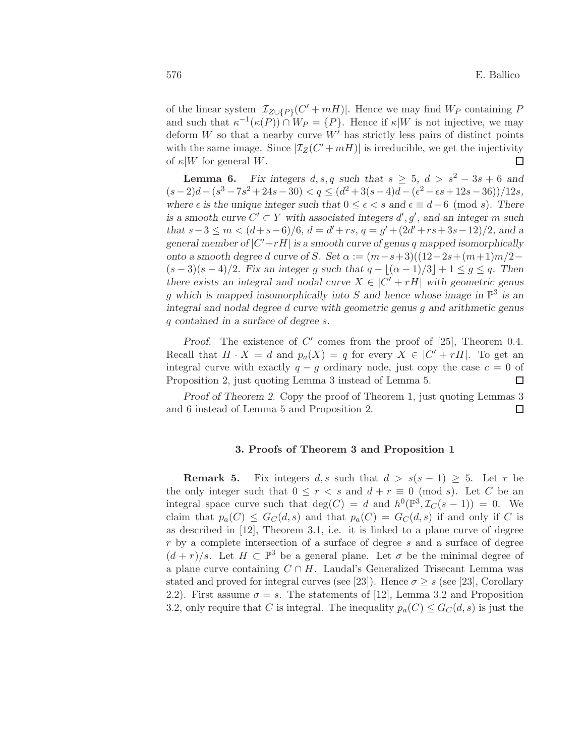of the linear system $|\mathcal{I}_{Z\cup\{P\}}(C'+mH)|$. Hence we may find $W_P$ containing $P$ and such that $\kappa^{-1}(\kappa(P))\cap W_P = \{P\}$. Hence if $\kappa|W$ is not injective, we may deform $W$ so that a nearby curve $W'$ has strictly less pairs of distinct points with the same image. Since $|\mathcal{I}_Z(C'+mH)|$ is irreducible, we get the injectivity of $\kappa|W$ for general $W$. □

**Lemma 6.** *Fix integers $d, s, q$ such that $s \geq 5$, $d > s^2 - 3s + 6$ and $(s-2)d - (s^3 - 7s^2 + 24s - 30) < q \leq (d^2 + 3(s-4)d - (\epsilon^2 - \epsilon s + 12s - 36))/12s$, where $\epsilon$ is the unique integer such that $0 \leq \epsilon < s$ and $\epsilon \equiv d - 6 \pmod{s}$. There is a smooth curve $C' \subset Y$ with associated integers $d', g'$, and an integer $m$ such that $s - 3 \leq m < (d + s - 6)/6$, $d = d' + rs$, $q = g' + (2d' + rs + 3s - 12)/2$, and a general member of $|C' + rH|$ is a smooth curve of genus $q$ mapped isomorphically onto a smooth degree $d$ curve of $S$. Set $\alpha := (m - s + 3)((12 - 2s + (m+1)m/2 - (s-3)(s-4)/2$. Fix an integer $g$ such that $q - \lfloor(\alpha - 1)/3\rfloor + 1 \leq g \leq q$. Then there exists an integral and nodal curve $X \in |C' + rH|$ with geometric genus $g$ which is mapped insomorphically into $S$ and hence whose image in $\mathbb{P}^3$ is an integral and nodal degree $d$ curve with geometric genus $g$ and arithmetic genus $q$ contained in a surface of degree $s$.*

*Proof.* The existence of $C'$ comes from the proof of [25], Theorem 0.4. Recall that $H \cdot X = d$ and $p_a(X) = q$ for every $X \in |C' + rH|$. To get an integral curve with exactly $q - g$ ordinary node, just copy the case $c = 0$ of Proposition 2, just quoting Lemma 3 instead of Lemma 5. □

*Proof of Theorem 2.* Copy the proof of Theorem 1, just quoting Lemmas 3 and 6 instead of Lemma 5 and Proposition 2. □

### 3. Proofs of Theorem 3 and Proposition 1

**Remark 5.** Fix integers $d, s$ such that $d > s(s-1) \geq 5$. Let $r$ be the only integer such that $0 \leq r < s$ and $d + r \equiv 0 \pmod{s}$. Let $C$ be an integral space curve such that $\deg(C) = d$ and $h^0(\mathbb{P}^3, \mathcal{I}_C(s-1)) = 0$. We claim that $p_a(C) \leq G_C(d,s)$ and that $p_a(C) = G_C(d,s)$ if and only if $C$ is as described in [12], Theorem 3.1, i.e. it is linked to a plane curve of degree $r$ by a complete intersection of a surface of degree $s$ and a surface of degree $(d+r)/s$. Let $H \subset \mathbb{P}^3$ be a general plane. Let $\sigma$ be the minimal degree of a plane curve containing $C \cap H$. Laudal's Generalized Trisecant Lemma was stated and proved for integral curves (see [23]). Hence $\sigma \geq s$ (see [23], Corollary 2.2). First assume $\sigma = s$. The statements of [12], Lemma 3.2 and Proposition 3.2, only require that $C$ is integral. The inequality $p_a(C) \leq G_C(d,s)$ is just the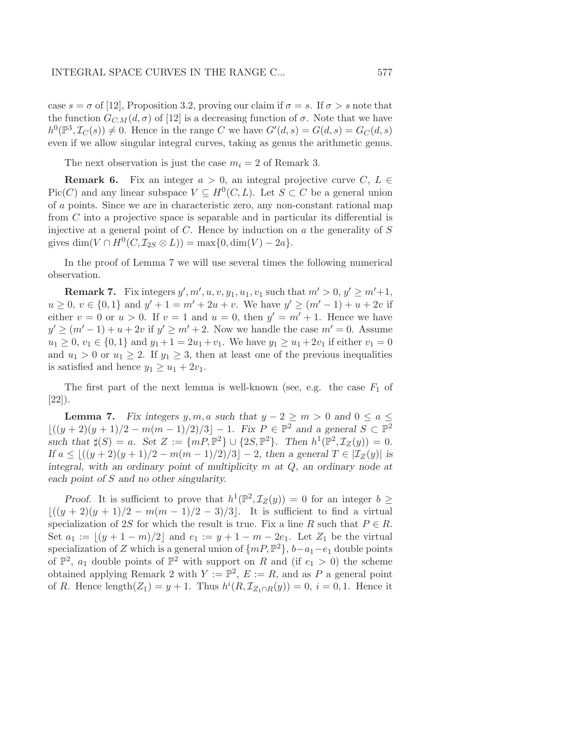case $s = \sigma$ of [12], Proposition 3.2, proving our claim if $\sigma = s$. If $\sigma > s$ note that the function $G_{C.M}(d, \sigma)$ of [12] is a decreasing function of $\sigma$. Note that we have $h^0(\mathbb{P}^3, \mathcal{I}_C(s)) \neq 0$. Hence in the range C we have $G'(d, s) = G(d, s) = G_C(d, s)$ even if we allow singular integral curves, taking as genus the arithmetic genus.

The next observation is just the case $m_i = 2$ of Remark 3.

**Remark 6.** Fix an integer $a > 0$, an integral projective curve $C$, $L \in \mathrm{Pic}(C)$ and any linear subspace $V \subseteq H^0(C, L)$. Let $S \subset C$ be a general union of $a$ points. Since we are in characteristic zero, any non-constant rational map from $C$ into a projective space is separable and in particular its differential is injective at a general point of $C$. Hence by induction on $a$ the generality of $S$ gives $\dim(V \cap H^0(C, \mathcal{I}_{2S} \otimes L)) = \max\{0, \dim(V) - 2a\}$.

In the proof of Lemma 7 we will use several times the following numerical observation.

**Remark 7.** Fix integers $y', m', u, v, y_1, u_1, v_1$ such that $m' > 0$, $y' \geq m'+1$, $u \geq 0$, $v \in \{0, 1\}$ and $y' + 1 = m' + 2u + v$. We have $y' \geq (m' - 1) + u + 2v$ if either $v = 0$ or $u > 0$. If $v = 1$ and $u = 0$, then $y' = m' + 1$. Hence we have $y' \geq (m' - 1) + u + 2v$ if $y' \geq m' + 2$. Now we handle the case $m' = 0$. Assume $u_1 \geq 0$, $v_1 \in \{0, 1\}$ and $y_1 + 1 = 2u_1 + v_1$. We have $y_1 \geq u_1 + 2v_1$ if either $v_1 = 0$ and $u_1 > 0$ or $u_1 \geq 2$. If $y_1 \geq 3$, then at least one of the previous inequalities is satisfied and hence $y_1 \geq u_1 + 2v_1$.

The first part of the next lemma is well-known (see, e.g. the case $F_1$ of [22]).

**Lemma 7.** *Fix integers $y, m, a$ such that $y - 2 \geq m > 0$ and $0 \leq a \leq \lfloor ((y + 2)(y + 1)/2 - m(m - 1)/2)/3 \rfloor - 1$. Fix $P \in \mathbb{P}^2$ and a general $S \subset \mathbb{P}^2$ such that $\sharp(S) = a$. Set $Z := \{mP, \mathbb{P}^2\} \cup \{2S, \mathbb{P}^2\}$. Then $h^1(\mathbb{P}^2, \mathcal{I}_Z(y)) = 0$. If $a \leq \lfloor ((y + 2)(y + 1)/2 - m(m - 1)/2)/3 \rfloor - 2$, then a general $T \in |\mathcal{I}_Z(y)|$ is integral, with an ordinary point of multiplicity $m$ at $Q$, an ordinary node at each point of $S$ and no other singularity.*

*Proof.* It is sufficient to prove that $h^1(\mathbb{P}^2, \mathcal{I}_Z(y)) = 0$ for an integer $b \geq \lfloor ((y + 2)(y + 1)/2 - m(m - 1)/2 - 3)/3 \rfloor$. It is sufficient to find a virtual specialization of $2S$ for which the result is true. Fix a line $R$ such that $P \in R$. Set $a_1 := \lfloor (y + 1 - m)/2 \rfloor$ and $e_1 := y + 1 - m - 2e_1$. Let $Z_1$ be the virtual specialization of $Z$ which is a general union of $\{mP, \mathbb{P}^2\}$, $b - a_1 - e_1$ double points of $\mathbb{P}^2$, $a_1$ double points of $\mathbb{P}^2$ with support on $R$ and (if $e_1 > 0$) the scheme obtained applying Remark 2 with $Y := \mathbb{P}^2$, $E := R$, and as $P$ a general point of $R$. Hence $\mathrm{length}(Z_1) = y + 1$. Thus $h^i(R, \mathcal{I}_{Z_1 \cap R}(y)) = 0$, $i = 0, 1$. Hence it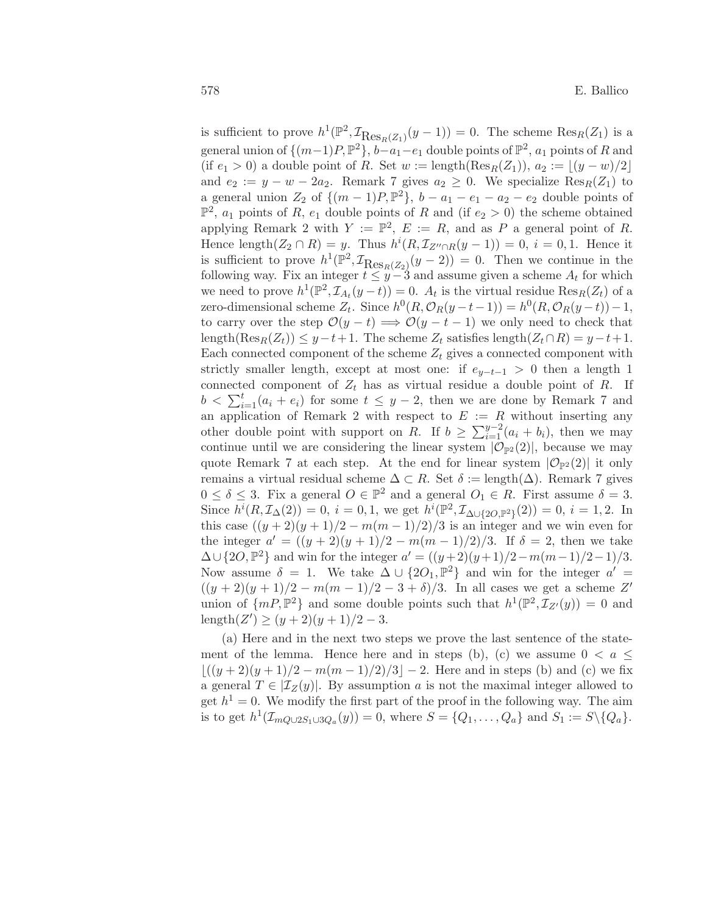is sufficient to prove $h^1(\mathbb{P}^2, \mathcal{I}_{\mathrm{Res}_R(Z_1)}(y-1)) = 0$. The scheme $\mathrm{Res}_R(Z_1)$ is a general union of $\{(m-1)P, \mathbb{P}^2\}$, $b-a_1-e_1$ double points of $\mathbb{P}^2$, $a_1$ points of $R$ and (if $e_1 > 0$) a double point of $R$. Set $w := \mathrm{length}(\mathrm{Res}_R(Z_1))$, $a_2 := \lfloor (y-w)/2 \rfloor$ and $e_2 := y - w - 2a_2$. Remark 7 gives $a_2 \geq 0$. We specialize $\mathrm{Res}_R(Z_1)$ to a general union $Z_2$ of $\{(m-1)P, \mathbb{P}^2\}$, $b - a_1 - e_1 - a_2 - e_2$ double points of $\mathbb{P}^2$, $a_1$ points of $R$, $e_1$ double points of $R$ and (if $e_2 > 0$) the scheme obtained applying Remark 2 with $Y := \mathbb{P}^2$, $E := R$, and as $P$ a general point of $R$. Hence $\mathrm{length}(Z_2 \cap R) = y$. Thus $h^i(R, \mathcal{I}_{Z'' \cap R}(y-1)) = 0$, $i = 0, 1$. Hence it is sufficient to prove $h^1(\mathbb{P}^2, \mathcal{I}_{\mathrm{Res}_R(Z_2)}(y-2)) = 0$. Then we continue in the following way. Fix an integer $t \leq y-3$ and assume given a scheme $A_t$ for which we need to prove $h^1(\mathbb{P}^2, \mathcal{I}_{A_t}(y-t)) = 0$. $A_t$ is the virtual residue $\mathrm{Res}_R(Z_t)$ of a zero-dimensional scheme $Z_t$. Since $h^0(R, \mathcal{O}_R(y-t-1)) = h^0(R, \mathcal{O}_R(y-t)) - 1$, to carry over the step $\mathcal{O}(y-t) \Longrightarrow \mathcal{O}(y-t-1)$ we only need to check that $\mathrm{length}(\mathrm{Res}_R(Z_t)) \leq y-t+1$. The scheme $Z_t$ satisfies $\mathrm{length}(Z_t \cap R) = y-t+1$. Each connected component of the scheme $Z_t$ gives a connected component with strictly smaller length, except at most one: if $e_{y-t-1} > 0$ then a length 1 connected component of $Z_t$ has as virtual residue a double point of $R$. If $b < \sum_{i=1}^{t}(a_i + e_i)$ for some $t \leq y-2$, then we are done by Remark 7 and an application of Remark 2 with respect to $E := R$ without inserting any other double point with support on $R$. If $b \geq \sum_{i=1}^{y-2}(a_i + b_i)$, then we may continue until we are considering the linear system $|\mathcal{O}_{\mathbb{P}^2}(2)|$, because we may quote Remark 7 at each step. At the end for linear system $|\mathcal{O}_{\mathbb{P}^2}(2)|$ it only remains a virtual residual scheme $\Delta \subset R$. Set $\delta := \mathrm{length}(\Delta)$. Remark 7 gives $0 \leq \delta \leq 3$. Fix a general $O \in \mathbb{P}^2$ and a general $O_1 \in R$. First assume $\delta = 3$. Since $h^i(R, \mathcal{I}_\Delta(2)) = 0$, $i = 0, 1$, we get $h^i(\mathbb{P}^2, \mathcal{I}_{\Delta \cup \{2O, \mathbb{P}^2\}}(2)) = 0$, $i = 1, 2$. In this case $((y+2)(y+1)/2 - m(m-1)/2)/3$ is an integer and we win even for the integer $a' = ((y+2)(y+1)/2 - m(m-1)/2)/3$. If $\delta = 2$, then we take $\Delta \cup \{2O, \mathbb{P}^2\}$ and win for the integer $a' = ((y+2)(y+1)/2 - m(m-1)/2 - 1)/3$. Now assume $\delta = 1$. We take $\Delta \cup \{2O_1, \mathbb{P}^2\}$ and win for the integer $a' = ((y+2)(y+1)/2 - m(m-1)/2 - 3 + \delta)/3$. In all cases we get a scheme $Z'$ union of $\{mP, \mathbb{P}^2\}$ and some double points such that $h^1(\mathbb{P}^2, \mathcal{I}_{Z'}(y)) = 0$ and $\mathrm{length}(Z') \geq (y+2)(y+1)/2 - 3$.

(a) Here and in the next two steps we prove the last sentence of the statement of the lemma. Hence here and in steps (b), (c) we assume $0 < a \leq \lfloor ((y+2)(y+1)/2 - m(m-1)/2)/3 \rfloor - 2$. Here and in steps (b) and (c) we fix a general $T \in |\mathcal{I}_Z(y)|$. By assumption $a$ is not the maximal integer allowed to get $h^1 = 0$. We modify the first part of the proof in the following way. The aim is to get $h^1(\mathcal{I}_{mQ \cup 2S_1 \cup 3Q_a}(y)) = 0$, where $S = \{Q_1, \ldots, Q_a\}$ and $S_1 := S \setminus \{Q_a\}$.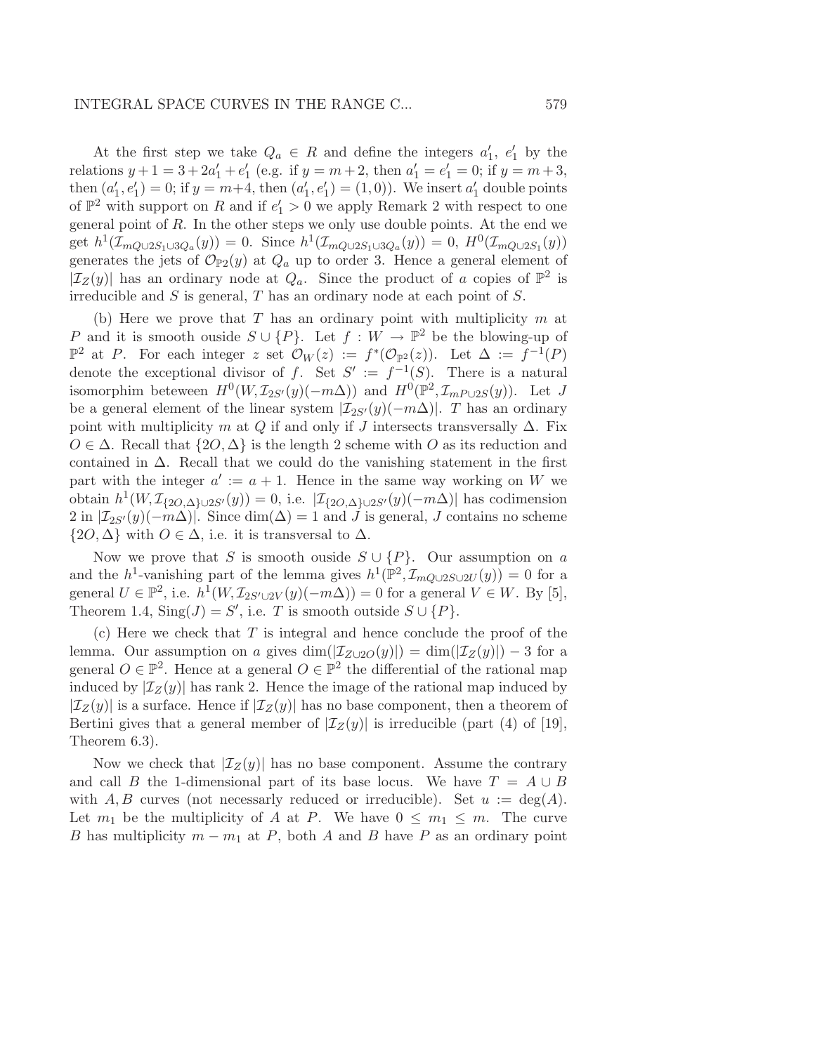At the first step we take $Q_a \in R$ and define the integers $a_1'$, $e_1'$ by the relations $y + 1 = 3 + 2a_1' + e_1'$ (e.g. if $y = m+2$, then $a_1' = e_1' = 0$; if $y = m+3$, then $(a_1', e_1') = 0$; if $y = m+4$, then $(a_1', e_1') = (1, 0)$). We insert $a_1'$ double points of $\mathbb{P}^2$ with support on $R$ and if $e_1' > 0$ we apply Remark 2 with respect to one general point of $R$. In the other steps we only use double points. At the end we get $h^1(\mathcal{I}_{mQ \cup 2S_1 \cup 3Q_a}(y)) = 0$. Since $h^1(\mathcal{I}_{mQ \cup 2S_1 \cup 3Q_a}(y)) = 0$, $H^0(\mathcal{I}_{mQ \cup 2S_1}(y))$ generates the jets of $\mathcal{O}_{\mathbb{P}^2}(y)$ at $Q_a$ up to order 3. Hence a general element of $|\mathcal{I}_Z(y)|$ has an ordinary node at $Q_a$. Since the product of $a$ copies of $\mathbb{P}^2$ is irreducible and $S$ is general, $T$ has an ordinary node at each point of $S$.

(b) Here we prove that $T$ has an ordinary point with multiplicity $m$ at $P$ and it is smooth ouside $S \cup \{P\}$. Let $f : W \to \mathbb{P}^2$ be the blowing-up of $\mathbb{P}^2$ at $P$. For each integer $z$ set $\mathcal{O}_W(z) := f^*(\mathcal{O}_{\mathbb{P}^2}(z))$. Let $\Delta := f^{-1}(P)$ denote the exceptional divisor of $f$. Set $S' := f^{-1}(S)$. There is a natural isomorphim beteween $H^0(W, \mathcal{I}_{2S'}(y)(-m\Delta))$ and $H^0(\mathbb{P}^2, \mathcal{I}_{mP \cup 2S}(y))$. Let $J$ be a general element of the linear system $|\mathcal{I}_{2S'}(y)(-m\Delta)|$. $T$ has an ordinary point with multiplicity $m$ at $Q$ if and only if $J$ intersects transversally $\Delta$. Fix $O \in \Delta$. Recall that $\{2O, \Delta\}$ is the length 2 scheme with $O$ as its reduction and contained in $\Delta$. Recall that we could do the vanishing statement in the first part with the integer $a' := a + 1$. Hence in the same way working on $W$ we obtain $h^1(W, \mathcal{I}_{\{2O,\Delta\} \cup 2S'}(y)) = 0$, i.e. $|\mathcal{I}_{\{2O,\Delta\} \cup 2S'}(y)(-m\Delta)|$ has codimension 2 in $|\mathcal{I}_{2S'}(y)(-m\Delta)|$. Since $\dim(\Delta) = 1$ and $J$ is general, $J$ contains no scheme $\{2O, \Delta\}$ with $O \in \Delta$, i.e. it is transversal to $\Delta$.

Now we prove that $S$ is smooth ouside $S \cup \{P\}$. Our assumption on $a$ and the $h^1$-vanishing part of the lemma gives $h^1(\mathbb{P}^2, \mathcal{I}_{mQ \cup 2S \cup 2U}(y)) = 0$ for a general $U \in \mathbb{P}^2$, i.e. $h^1(W, \mathcal{I}_{2S' \cup 2V}(y)(-m\Delta)) = 0$ for a general $V \in W$. By [5], Theorem 1.4, $\mathrm{Sing}(J) = S'$, i.e. $T$ is smooth outside $S \cup \{P\}$.

(c) Here we check that $T$ is integral and hence conclude the proof of the lemma. Our assumption on $a$ gives $\dim(|\mathcal{I}_{Z \cup 2O}(y)|) = \dim(|\mathcal{I}_Z(y)|) - 3$ for a general $O \in \mathbb{P}^2$. Hence at a general $O \in \mathbb{P}^2$ the differential of the rational map induced by $|\mathcal{I}_Z(y)|$ has rank 2. Hence the image of the rational map induced by $|\mathcal{I}_Z(y)|$ is a surface. Hence if $|\mathcal{I}_Z(y)|$ has no base component, then a theorem of Bertini gives that a general member of $|\mathcal{I}_Z(y)|$ is irreducible (part (4) of [19], Theorem 6.3).

Now we check that $|\mathcal{I}_Z(y)|$ has no base component. Assume the contrary and call $B$ the 1-dimensional part of its base locus. We have $T = A \cup B$ with $A, B$ curves (not necessary reduced or irreducible). Set $u := \deg(A)$. Let $m_1$ be the multiplicity of $A$ at $P$. We have $0 \leq m_1 \leq m$. The curve $B$ has multiplicity $m - m_1$ at $P$, both $A$ and $B$ have $P$ as an ordinary point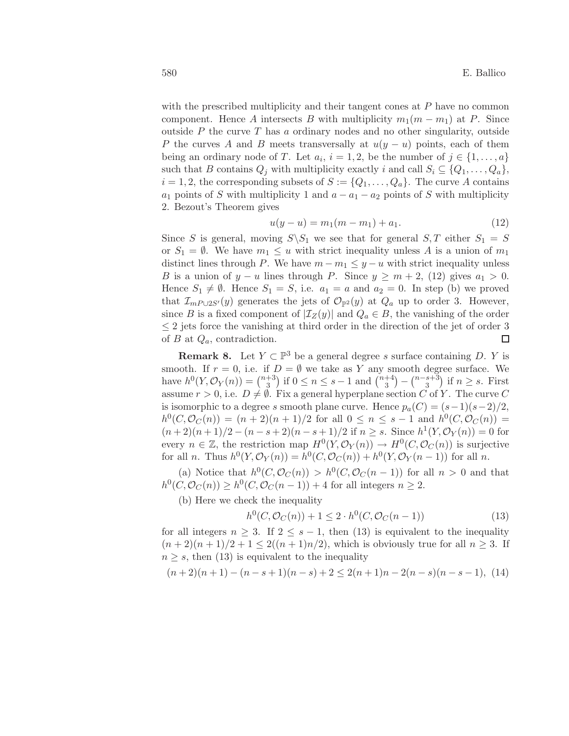with the prescribed multiplicity and their tangent cones at $P$ have no common component. Hence $A$ intersects $B$ with multiplicity $m_1(m - m_1)$ at $P$. Since outside $P$ the curve $T$ has $a$ ordinary nodes and no other singularity, outside $P$ the curves $A$ and $B$ meets transversally at $u(y-u)$ points, each of them being an ordinary node of $T$. Let $a_i$, $i = 1, 2$, be the number of $j \in \{1, \dots, a\}$ such that $B$ contains $Q_j$ with multiplicity exactly $i$ and call $S_i \subseteq \{Q_1, \dots, Q_a\}$, $i = 1, 2$, the corresponding subsets of $S := \{Q_1, \dots, Q_a\}$. The curve $A$ contains $a_1$ points of $S$ with multiplicity 1 and $a - a_1 - a_2$ points of $S$ with multiplicity 2. Bezout's Theorem gives

$$u(y-u) = m_1(m - m_1) + a_1. \tag{12}$$

Since $S$ is general, moving $S \setminus S_1$ we see that for general $S, T$ either $S_1 = S$ or $S_1 = \emptyset$. We have $m_1 \leq u$ with strict inequality unless $A$ is a union of $m_1$ distinct lines through $P$. We have $m - m_1 \leq y - u$ with strict inequality unless $B$ is a union of $y - u$ lines through $P$. Since $y \geq m + 2$, (12) gives $a_1 > 0$. Hence $S_1 \neq \emptyset$. Hence $S_1 = S$, i.e. $a_1 = a$ and $a_2 = 0$. In step (b) we proved that $\mathcal{I}_{mP \cup 2S'}(y)$ generates the jets of $\mathcal{O}_{\mathbb{P}^2}(y)$ at $Q_a$ up to order 3. However, since $B$ is a fixed component of $|\mathcal{I}_Z(y)|$ and $Q_a \in B$, the vanishing of the order $\leq 2$ jets force the vanishing at third order in the direction of the jet of order 3 of $B$ at $Q_a$, contradiction. □

**Remark 8.** Let $Y \subset \mathbb{P}^3$ be a general degree $s$ surface containing $D$. $Y$ is smooth. If $r = 0$, i.e. if $D = \emptyset$ we take as $Y$ any smooth degree surface. We have $h^0(Y, \mathcal{O}_Y(n)) = \binom{n+3}{3}$ if $0 \leq n \leq s-1$ and $\binom{n+4}{3} - \binom{n-s+3}{3}$ if $n \geq s$. First assume $r > 0$, i.e. $D \neq \emptyset$. Fix a general hyperplane section $C$ of $Y$. The curve $C$ is isomorphic to a degree $s$ smooth plane curve. Hence $p_a(C) = (s-1)(s-2)/2$, $h^0(C, \mathcal{O}_C(n)) = (n+2)(n+1)/2$ for all $0 \leq n \leq s-1$ and $h^0(C, \mathcal{O}_C(n)) = (n+2)(n+1)/2 - (n-s+2)(n-s+1)/2$ if $n \geq s$. Since $h^1(Y, \mathcal{O}_Y(n)) = 0$ for every $n \in \mathbb{Z}$, the restriction map $H^0(Y, \mathcal{O}_Y(n)) \to H^0(C, \mathcal{O}_C(n))$ is surjective for all $n$. Thus $h^0(Y, \mathcal{O}_Y(n)) = h^0(C, \mathcal{O}_C(n)) + h^0(Y, \mathcal{O}_Y(n-1))$ for all $n$.

(a) Notice that $h^0(C, \mathcal{O}_C(n)) > h^0(C, \mathcal{O}_C(n-1))$ for all $n > 0$ and that $h^0(C, \mathcal{O}_C(n)) \geq h^0(C, \mathcal{O}_C(n-1)) + 4$ for all integers $n \geq 2$.

(b) Here we check the inequality

$$h^0(C, \mathcal{O}_C(n)) + 1 \leq 2 \cdot h^0(C, \mathcal{O}_C(n-1)) \tag{13}$$

for all integers $n \geq 3$. If $2 \leq s-1$, then (13) is equivalent to the inequality $(n+2)(n+1)/2 + 1 \leq 2((n+1)n/2)$, which is obviously true for all $n \geq 3$. If $n \geq s$, then (13) is equivalent to the inequality

$$(n+2)(n+1) - (n-s+1)(n-s) + 2 \leq 2(n+1)n - 2(n-s)(n-s-1), \tag{14}$$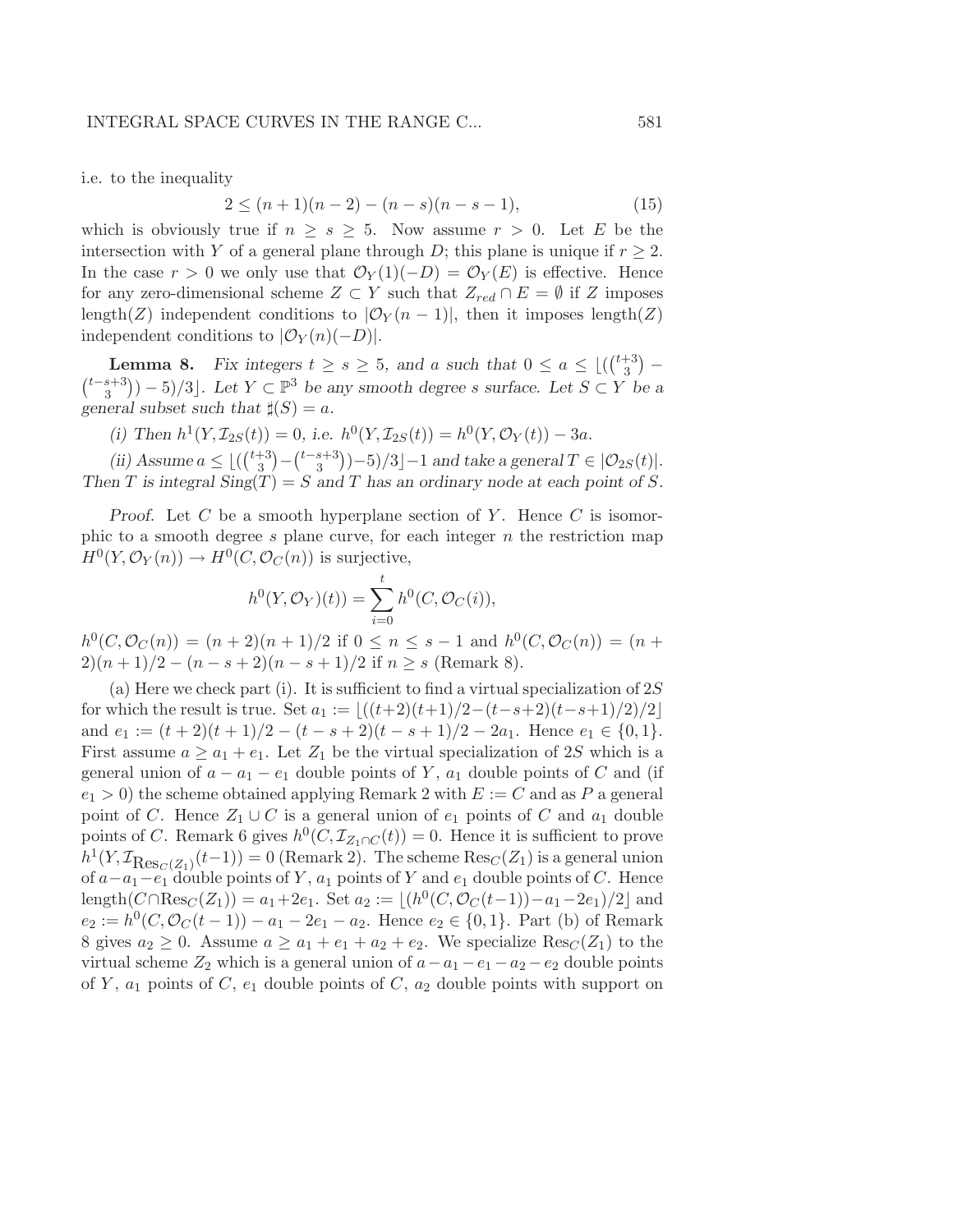i.e. to the inequality

$$2 \leq (n+1)(n-2) - (n-s)(n-s-1), \tag{15}$$

which is obviously true if $n \geq s \geq 5$. Now assume $r > 0$. Let $E$ be the intersection with $Y$ of a general plane through $D$; this plane is unique if $r \geq 2$. In the case $r > 0$ we only use that $\mathcal{O}_Y(1)(-D) = \mathcal{O}_Y(E)$ is effective. Hence for any zero-dimensional scheme $Z \subset Y$ such that $Z_{red} \cap E = \emptyset$ if $Z$ imposes length$(Z)$ independent conditions to $|\mathcal{O}_Y(n-1)|$, then it imposes length$(Z)$ independent conditions to $|\mathcal{O}_Y(n)(-D)|$.

**Lemma 8.** *Fix integers $t \geq s \geq 5$, and $a$ such that $0 \leq a \leq \lfloor (\binom{t+3}{3} - \binom{t-s+3}{3}) - 5)/3 \rfloor$. Let $Y \subset \mathbb{P}^3$ be any smooth degree $s$ surface. Let $S \subset Y$ be a general subset such that $\sharp(S) = a$.*

*(i) Then $h^1(Y, \mathcal{I}_{2S}(t)) = 0$, i.e. $h^0(Y, \mathcal{I}_{2S}(t)) = h^0(Y, \mathcal{O}_Y(t)) - 3a$.*

*(ii) Assume $a \leq \lfloor (\binom{t+3}{3} - \binom{t-s+3}{3}) - 5)/3 \rfloor - 1$ and take a general $T \in |\mathcal{O}_{2S}(t)|$. Then $T$ is integral $Sing(T) = S$ and $T$ has an ordinary node at each point of $S$.*

*Proof.* Let $C$ be a smooth hyperplane section of $Y$. Hence $C$ is isomorphic to a smooth degree $s$ plane curve, for each integer $n$ the restriction map $H^0(Y, \mathcal{O}_Y(n)) \to H^0(C, \mathcal{O}_C(n))$ is surjective,

$$h^0(Y, \mathcal{O}_Y)(t)) = \sum_{i=0}^{t} h^0(C, \mathcal{O}_C(i)),$$

$h^0(C, \mathcal{O}_C(n)) = (n+2)(n+1)/2$ if $0 \leq n \leq s-1$ and $h^0(C, \mathcal{O}_C(n)) = (n+2)(n+1)/2 - (n-s+2)(n-s+1)/2$ if $n \geq s$ (Remark 8).

(a) Here we check part (i). It is sufficient to find a virtual specialization of $2S$ for which the result is true. Set $a_1 := \lfloor ((t+2)(t+1)/2 - (t-s+2)(t-s+1)/2)/2 \rfloor$ and $e_1 := (t+2)(t+1)/2 - (t-s+2)(t-s+1)/2 - 2a_1$. Hence $e_1 \in \{0, 1\}$. First assume $a \geq a_1 + e_1$. Let $Z_1$ be the virtual specialization of $2S$ which is a general union of $a - a_1 - e_1$ double points of $Y$, $a_1$ double points of $C$ and (if $e_1 > 0$) the scheme obtained applying Remark 2 with $E := C$ and as $P$ a general point of $C$. Hence $Z_1 \cup C$ is a general union of $e_1$ points of $C$ and $a_1$ double points of $C$. Remark 6 gives $h^0(C, \mathcal{I}_{Z_1 \cap C}(t)) = 0$. Hence it is sufficient to prove $h^1(Y, \mathcal{I}_{\mathrm{Res}_C(Z_1)}(t-1)) = 0$ (Remark 2). The scheme $\mathrm{Res}_C(Z_1)$ is a general union of $a - a_1 - e_1$ double points of $Y$, $a_1$ points of $Y$ and $e_1$ double points of $C$. Hence length$(C \cap \mathrm{Res}_C(Z_1)) = a_1 + 2e_1$. Set $a_2 := \lfloor (h^0(C, \mathcal{O}_C(t-1)) - a_1 - 2e_1)/2 \rfloor$ and $e_2 := h^0(C, \mathcal{O}_C(t-1)) - a_1 - 2e_1 - a_2$. Hence $e_2 \in \{0, 1\}$. Part (b) of Remark 8 gives $a_2 \geq 0$. Assume $a \geq a_1 + e_1 + a_2 + e_2$. We specialize $\mathrm{Res}_C(Z_1)$ to the virtual scheme $Z_2$ which is a general union of $a - a_1 - e_1 - a_2 - e_2$ double points of $Y$, $a_1$ points of $C$, $e_1$ double points of $C$, $a_2$ double points with support on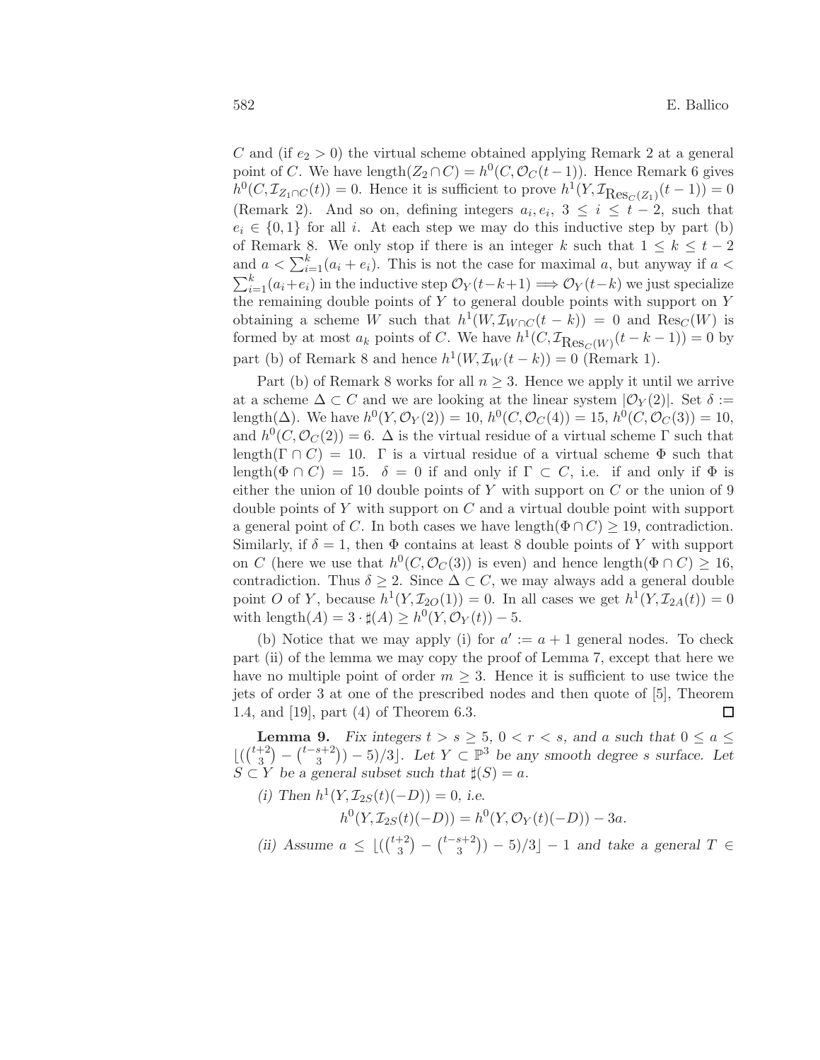$C$ and (if $e_2 > 0$) the virtual scheme obtained applying Remark 2 at a general point of $C$. We have $\text{length}(Z_2 \cap C) = h^0(C, \mathcal{O}_C(t-1))$. Hence Remark 6 gives $h^0(C, \mathcal{I}_{Z_1 \cap C}(t)) = 0$. Hence it is sufficient to prove $h^1(Y, \mathcal{I}_{\text{Res}_C(Z_1)}(t-1)) = 0$ (Remark 2). And so on, defining integers $a_i, e_i$, $3 \le i \le t-2$, such that $e_i \in \{0,1\}$ for all $i$. At each step we may do this inductive step by part (b) of Remark 8. We only stop if there is an integer $k$ such that $1 \le k \le t-2$ and $a < \sum_{i=1}^{k}(a_i + e_i)$. This is not the case for maximal $a$, but anyway if $a < \sum_{i=1}^{k}(a_i+e_i)$ in the inductive step $\mathcal{O}_Y(t-k+1) \Longrightarrow \mathcal{O}_Y(t-k)$ we just specialize the remaining double points of $Y$ to general double points with support on $Y$ obtaining a scheme $W$ such that $h^1(W, \mathcal{I}_{W \cap C}(t-k)) = 0$ and $\text{Res}_C(W)$ is formed by at most $a_k$ points of $C$. We have $h^1(C, \mathcal{I}_{\text{Res}_C(W)}(t-k-1)) = 0$ by part (b) of Remark 8 and hence $h^1(W, \mathcal{I}_W(t-k)) = 0$ (Remark 1).

Part (b) of Remark 8 works for all $n \ge 3$. Hence we apply it until we arrive at a scheme $\Delta \subset C$ and we are looking at the linear system $|\mathcal{O}_Y(2)|$. Set $\delta := \text{length}(\Delta)$. We have $h^0(Y, \mathcal{O}_Y(2)) = 10$, $h^0(C, \mathcal{O}_C(4)) = 15$, $h^0(C, \mathcal{O}_C(3)) = 10$, and $h^0(C, \mathcal{O}_C(2)) = 6$. $\Delta$ is the virtual residue of a virtual scheme $\Gamma$ such that $\text{length}(\Gamma \cap C) = 10$. $\Gamma$ is a virtual residue of a virtual scheme $\Phi$ such that $\text{length}(\Phi \cap C) = 15$. $\delta = 0$ if and only if $\Gamma \subset C$, i.e. if and only if $\Phi$ is either the union of 10 double points of $Y$ with support on $C$ or the union of 9 double points of $Y$ with support on $C$ and a virtual double point with support a general point of $C$. In both cases we have $\text{length}(\Phi \cap C) \ge 19$, contradiction. Similarly, if $\delta = 1$, then $\Phi$ contains at least 8 double points of $Y$ with support on $C$ (here we use that $h^0(C, \mathcal{O}_C(3))$ is even) and hence $\text{length}(\Phi \cap C) \ge 16$, contradiction. Thus $\delta \ge 2$. Since $\Delta \subset C$, we may always add a general double point $O$ of $Y$, because $h^1(Y, \mathcal{I}_{2O}(1)) = 0$. In all cases we get $h^1(Y, \mathcal{I}_{2A}(t)) = 0$ with $\text{length}(A) = 3 \cdot \sharp(A) \ge h^0(Y, \mathcal{O}_Y(t)) - 5$.

(b) Notice that we may apply (i) for $a' := a+1$ general nodes. To check part (ii) of the lemma we may copy the proof of Lemma 7, except that here we have no multiple point of order $m \ge 3$. Hence it is sufficient to use twice the jets of order 3 at one of the prescribed nodes and then quote of [5], Theorem 1.4, and [19], part (4) of Theorem 6.3. □

**Lemma 9.** *Fix integers $t > s \ge 5$, $0 < r < s$, and $a$ such that $0 \le a \le \lfloor(\binom{t+2}{3} - \binom{t-s+2}{3}) - 5)/3\rfloor$. Let $Y \subset \mathbb{P}^3$ be any smooth degree $s$ surface. Let $S \subset Y$ be a general subset such that $\sharp(S) = a$.*

*(i) Then $h^1(Y, \mathcal{I}_{2S}(t)(-D)) = 0$, i.e.*

$$h^0(Y, \mathcal{I}_{2S}(t)(-D)) = h^0(Y, \mathcal{O}_Y(t)(-D)) - 3a.$$

*(ii) Assume $a \le \lfloor(\binom{t+2}{3} - \binom{t-s+2}{3}) - 5)/3\rfloor - 1$ and take a general $T \in$*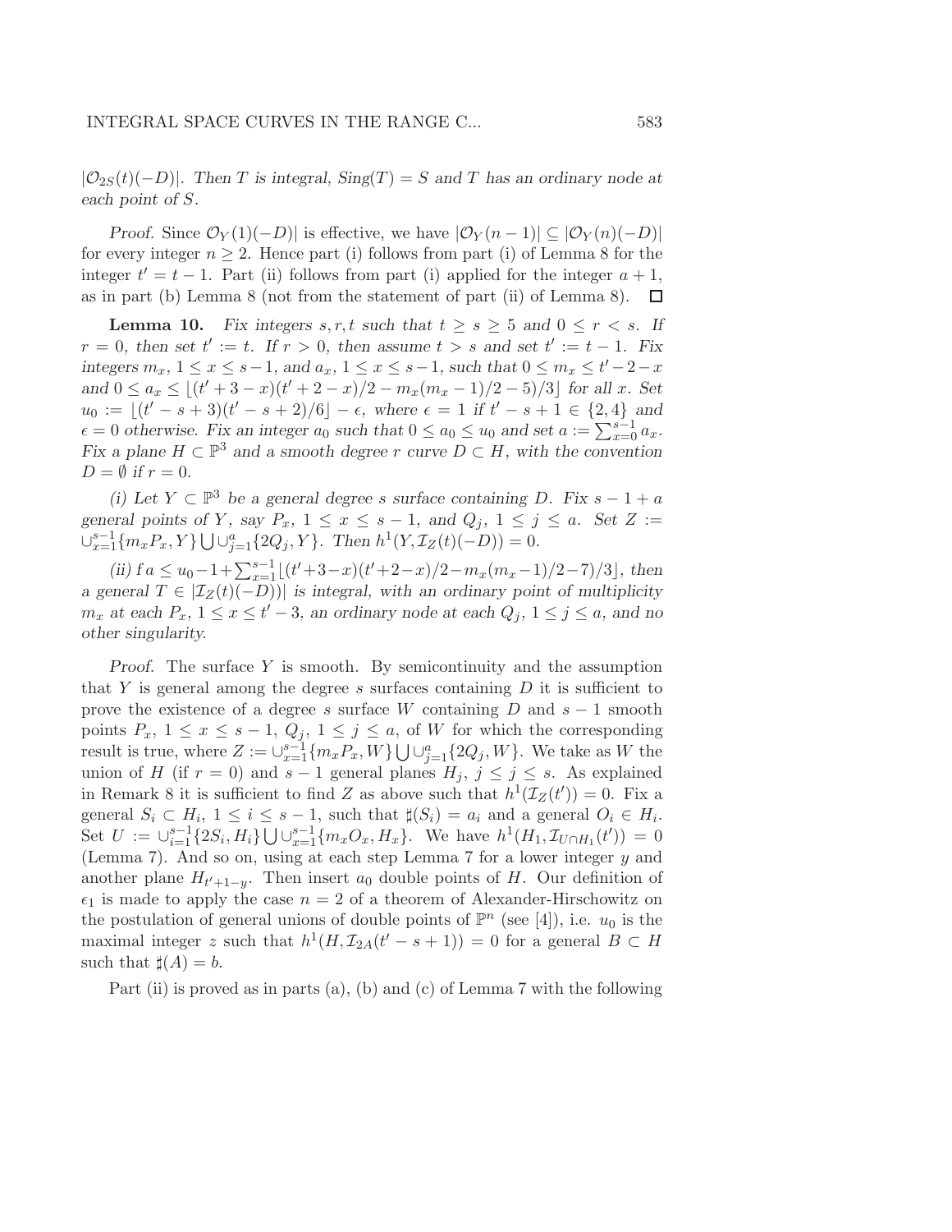$|\mathcal{O}_{2S}(t)(-D)|$. *Then $T$ is integral, $Sing(T) = S$ and $T$ has an ordinary node at each point of $S$.*

*Proof.* Since $\mathcal{O}_Y(1)(-D)|$ is effective, we have $|\mathcal{O}_Y(n-1)| \subseteq |\mathcal{O}_Y(n)(-D)|$ for every integer $n \geq 2$. Hence part (i) follows from part (i) of Lemma 8 for the integer $t' = t-1$. Part (ii) follows from part (i) applied for the integer $a+1$, as in part (b) Lemma 8 (not from the statement of part (ii) of Lemma 8). $\square$

**Lemma 10.** *Fix integers $s, r, t$ such that $t \geq s \geq 5$ and $0 \leq r < s$. If $r = 0$, then set $t' := t$. If $r > 0$, then assume $t > s$ and set $t' := t-1$. Fix integers $m_x$, $1 \leq x \leq s-1$, and $a_x$, $1 \leq x \leq s-1$, such that $0 \leq m_x \leq t'-2-x$ and $0 \leq a_x \leq \lfloor (t'+3-x)(t'+2-x)/2 - m_x(m_x-1)/2 - 5)/3 \rfloor$ for all $x$. Set $u_0 := \lfloor (t'-s+3)(t'-s+2)/6 \rfloor - \epsilon$, where $\epsilon = 1$ if $t'-s+1 \in \{2,4\}$ and $\epsilon = 0$ otherwise. Fix an integer $a_0$ such that $0 \leq a_0 \leq u_0$ and set $a := \sum_{x=0}^{s-1} a_x$. Fix a plane $H \subset \mathbb{P}^3$ and a smooth degree $r$ curve $D \subset H$, with the convention $D = \emptyset$ if $r = 0$.*

*(i) Let $Y \subset \mathbb{P}^3$ be a general degree $s$ surface containing $D$. Fix $s-1+a$ general points of $Y$, say $P_x$, $1 \leq x \leq s-1$, and $Q_j$, $1 \leq j \leq a$. Set $Z := \cup_{x=1}^{s-1}\{m_x P_x, Y\} \bigcup \cup_{j=1}^{a}\{2Q_j, Y\}$. Then $h^1(Y, \mathcal{I}_Z(t)(-D)) = 0$.*

*(ii) f $a \leq u_0 - 1 + \sum_{x=1}^{s-1} \lfloor (t'+3-x)(t'+2-x)/2 - m_x(m_x-1)/2 - 7)/3 \rfloor$, then a general $T \in |\mathcal{I}_Z(t)(-D))|$ is integral, with an ordinary point of multiplicity $m_x$ at each $P_x$, $1 \leq x \leq t'-3$, an ordinary node at each $Q_j$, $1 \leq j \leq a$, and no other singularity.*

*Proof.* The surface $Y$ is smooth. By semicontinuity and the assumption that $Y$ is general among the degree $s$ surfaces containing $D$ it is sufficient to prove the existence of a degree $s$ surface $W$ containing $D$ and $s-1$ smooth points $P_x$, $1 \leq x \leq s-1$, $Q_j$, $1 \leq j \leq a$, of $W$ for which the corresponding result is true, where $Z := \cup_{x=1}^{s-1}\{m_x P_x, W\} \bigcup \cup_{j=1}^{a}\{2Q_j, W\}$. We take as $W$ the union of $H$ (if $r = 0$) and $s-1$ general planes $H_j$, $j \leq j \leq s$. As explained in Remark 8 it is sufficient to find $Z$ as above such that $h^1(\mathcal{I}_Z(t')) = 0$. Fix a general $S_i \subset H_i$, $1 \leq i \leq s-1$, such that $\sharp(S_i) = a_i$ and a general $O_i \in H_i$. Set $U := \cup_{i=1}^{s-1}\{2S_i, H_i\} \bigcup \cup_{x=1}^{s-1}\{m_x O_x, H_x\}$. We have $h^1(H_1, \mathcal{I}_{U \cap H_1}(t')) = 0$ (Lemma 7). And so on, using at each step Lemma 7 for a lower integer $y$ and another plane $H_{t'+1-y}$. Then insert $a_0$ double points of $H$. Our definition of $\epsilon_1$ is made to apply the case $n = 2$ of a theorem of Alexander-Hirschowitz on the postulation of general unions of double points of $\mathbb{P}^n$ (see [4]), i.e. $u_0$ is the maximal integer $z$ such that $h^1(H, \mathcal{I}_{2A}(t'-s+1)) = 0$ for a general $B \subset H$ such that $\sharp(A) = b$.

Part (ii) is proved as in parts (a), (b) and (c) of Lemma 7 with the following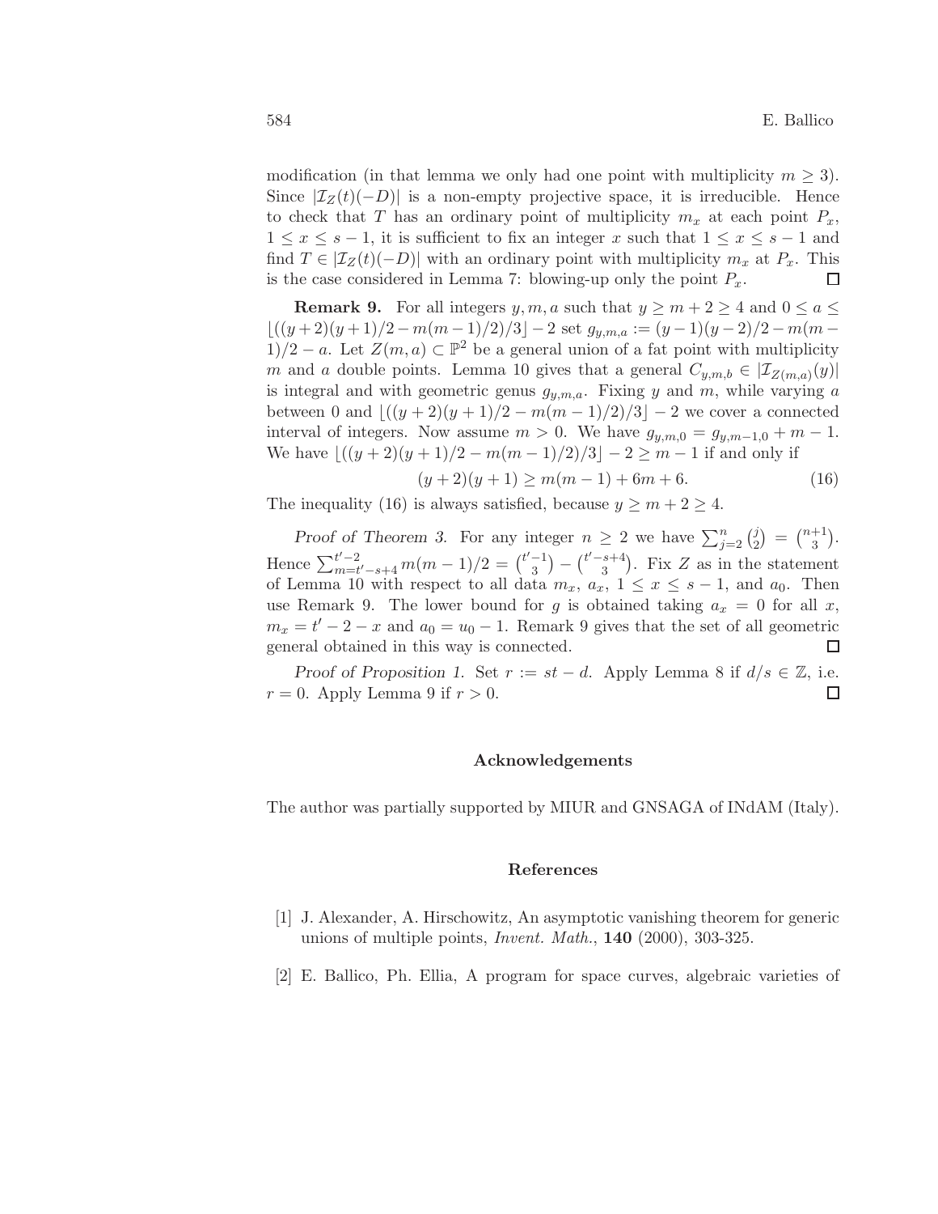modification (in that lemma we only had one point with multiplicity $m \geq 3$). Since $|\mathcal{I}_Z(t)(-D)|$ is a non-empty projective space, it is irreducible. Hence to check that $T$ has an ordinary point of multiplicity $m_x$ at each point $P_x$, $1 \leq x \leq s-1$, it is sufficient to fix an integer $x$ such that $1 \leq x \leq s-1$ and find $T \in |\mathcal{I}_Z(t)(-D)|$ with an ordinary point with multiplicity $m_x$ at $P_x$. This is the case considered in Lemma 7: blowing-up only the point $P_x$. $\square$

**Remark 9.** For all integers $y, m, a$ such that $y \geq m+2 \geq 4$ and $0 \leq a \leq \lfloor((y+2)(y+1)/2 - m(m-1)/2)/3\rfloor - 2$ set $g_{y,m,a} := (y-1)(y-2)/2 - m(m-1)/2 - a$. Let $Z(m,a) \subset \mathbb{P}^2$ be a general union of a fat point with multiplicity $m$ and $a$ double points. Lemma 10 gives that a general $C_{y,m,b} \in |\mathcal{I}_{Z(m,a)}(y)|$ is integral and with geometric genus $g_{y,m,a}$. Fixing $y$ and $m$, while varying $a$ between 0 and $\lfloor((y+2)(y+1)/2 - m(m-1)/2)/3\rfloor - 2$ we cover a connected interval of integers. Now assume $m > 0$. We have $g_{y,m,0} = g_{y,m-1,0} + m - 1$. We have $\lfloor((y+2)(y+1)/2 - m(m-1)/2)/3\rfloor - 2 \geq m-1$ if and only if

$$(y+2)(y+1) \geq m(m-1) + 6m + 6. \tag{16}$$

The inequality (16) is always satisfied, because $y \geq m+2 \geq 4$.

*Proof of Theorem 3.* For any integer $n \geq 2$ we have $\sum_{j=2}^{n} \binom{j}{2} = \binom{n+1}{3}$. Hence $\sum_{m=t'-s+4}^{t'-2} m(m-1)/2 = \binom{t'-1}{3} - \binom{t'-s+4}{3}$. Fix $Z$ as in the statement of Lemma 10 with respect to all data $m_x$, $a_x$, $1 \leq x \leq s-1$, and $a_0$. Then use Remark 9. The lower bound for $g$ is obtained taking $a_x = 0$ for all $x$, $m_x = t' - 2 - x$ and $a_0 = u_0 - 1$. Remark 9 gives that the set of all geometric general obtained in this way is connected. $\square$

*Proof of Proposition 1.* Set $r := st - d$. Apply Lemma 8 if $d/s \in \mathbb{Z}$, i.e. $r = 0$. Apply Lemma 9 if $r > 0$. $\square$

## Acknowledgements

The author was partially supported by MIUR and GNSAGA of INdAM (Italy).

## References

[1] J. Alexander, A. Hirschowitz, An asymptotic vanishing theorem for generic unions of multiple points, *Invent. Math.*, **140** (2000), 303-325.

[2] E. Ballico, Ph. Ellia, A program for space curves, algebraic varieties of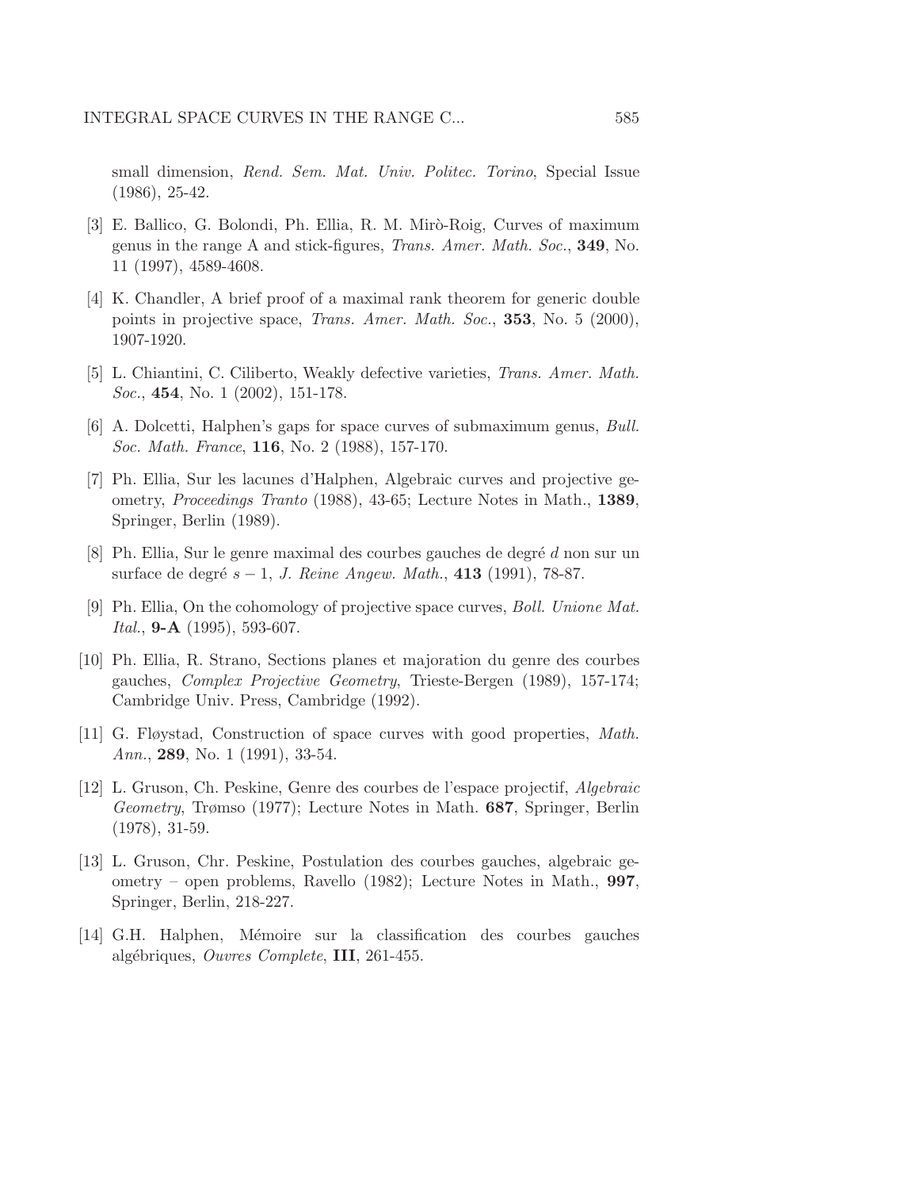small dimension, *Rend. Sem. Mat. Univ. Politec. Torino*, Special Issue (1986), 25-42.

[3] E. Ballico, G. Bolondi, Ph. Ellia, R. M. Mirò-Roig, Curves of maximum genus in the range A and stick-figures, *Trans. Amer. Math. Soc.*, **349**, No. 11 (1997), 4589-4608.

[4] K. Chandler, A brief proof of a maximal rank theorem for generic double points in projective space, *Trans. Amer. Math. Soc.*, **353**, No. 5 (2000), 1907-1920.

[5] L. Chiantini, C. Ciliberto, Weakly defective varieties, *Trans. Amer. Math. Soc.*, **454**, No. 1 (2002), 151-178.

[6] A. Dolcetti, Halphen's gaps for space curves of submaximum genus, *Bull. Soc. Math. France*, **116**, No. 2 (1988), 157-170.

[7] Ph. Ellia, Sur les lacunes d'Halphen, Algebraic curves and projective geometry, *Proceedings Tranto* (1988), 43-65; Lecture Notes in Math., **1389**, Springer, Berlin (1989).

[8] Ph. Ellia, Sur le genre maximal des courbes gauches de degré $d$ non sur un surface de degré $s-1$, *J. Reine Angew. Math.*, **413** (1991), 78-87.

[9] Ph. Ellia, On the cohomology of projective space curves, *Boll. Unione Mat. Ital.*, **9-A** (1995), 593-607.

[10] Ph. Ellia, R. Strano, Sections planes et majoration du genre des courbes gauches, *Complex Projective Geometry*, Trieste-Bergen (1989), 157-174; Cambridge Univ. Press, Cambridge (1992).

[11] G. Fløystad, Construction of space curves with good properties, *Math. Ann.*, **289**, No. 1 (1991), 33-54.

[12] L. Gruson, Ch. Peskine, Genre des courbes de l'espace projectif, *Algebraic Geometry*, Trømso (1977); Lecture Notes in Math. **687**, Springer, Berlin (1978), 31-59.

[13] L. Gruson, Chr. Peskine, Postulation des courbes gauches, algebraic geometry – open problems, Ravello (1982); Lecture Notes in Math., **997**, Springer, Berlin, 218-227.

[14] G.H. Halphen, Mémoire sur la classification des courbes gauches algébriques, *Ouvres Complete*, **III**, 261-455.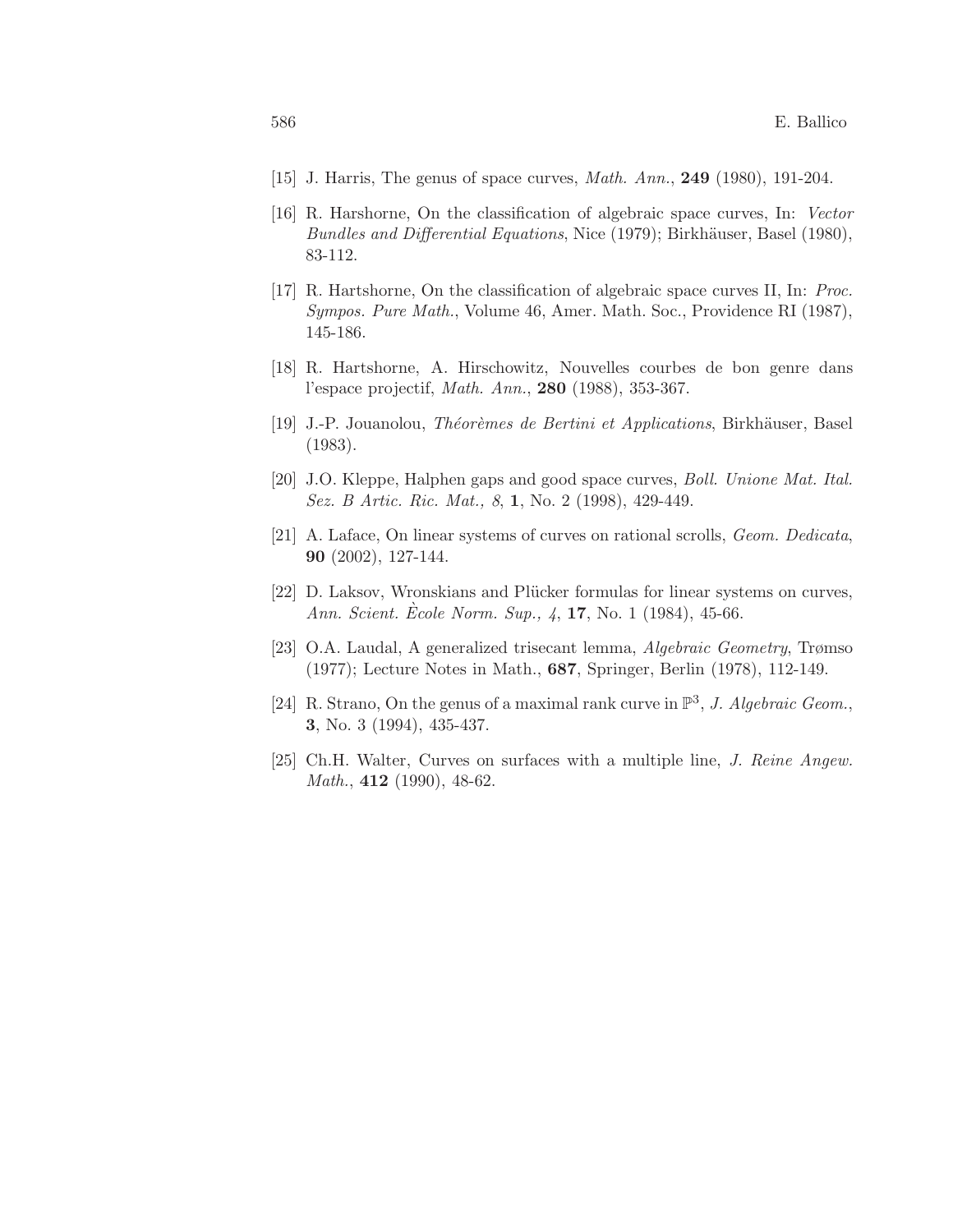[15] J. Harris, The genus of space curves, *Math. Ann.*, **249** (1980), 191-204.

[16] R. Harshorne, On the classification of algebraic space curves, In: *Vector Bundles and Differential Equations*, Nice (1979); Birkhäuser, Basel (1980), 83-112.

[17] R. Hartshorne, On the classification of algebraic space curves II, In: *Proc. Sympos. Pure Math.*, Volume 46, Amer. Math. Soc., Providence RI (1987), 145-186.

[18] R. Hartshorne, A. Hirschowitz, Nouvelles courbes de bon genre dans l'espace projectif, *Math. Ann.*, **280** (1988), 353-367.

[19] J.-P. Jouanolou, *Théorèmes de Bertini et Applications*, Birkhäuser, Basel (1983).

[20] J.O. Kleppe, Halphen gaps and good space curves, *Boll. Unione Mat. Ital. Sez. B Artic. Ric. Mat., 8*, **1**, No. 2 (1998), 429-449.

[21] A. Laface, On linear systems of curves on rational scrolls, *Geom. Dedicata*, **90** (2002), 127-144.

[22] D. Laksov, Wronskians and Plücker formulas for linear systems on curves, *Ann. Scient. Ècole Norm. Sup., 4*, **17**, No. 1 (1984), 45-66.

[23] O.A. Laudal, A generalized trisecant lemma, *Algebraic Geometry*, Trømso (1977); Lecture Notes in Math., **687**, Springer, Berlin (1978), 112-149.

[24] R. Strano, On the genus of a maximal rank curve in $\mathbb{P}^3$, *J. Algebraic Geom.*, **3**, No. 3 (1994), 435-437.

[25] Ch.H. Walter, Curves on surfaces with a multiple line, *J. Reine Angew. Math.*, **412** (1990), 48-62.